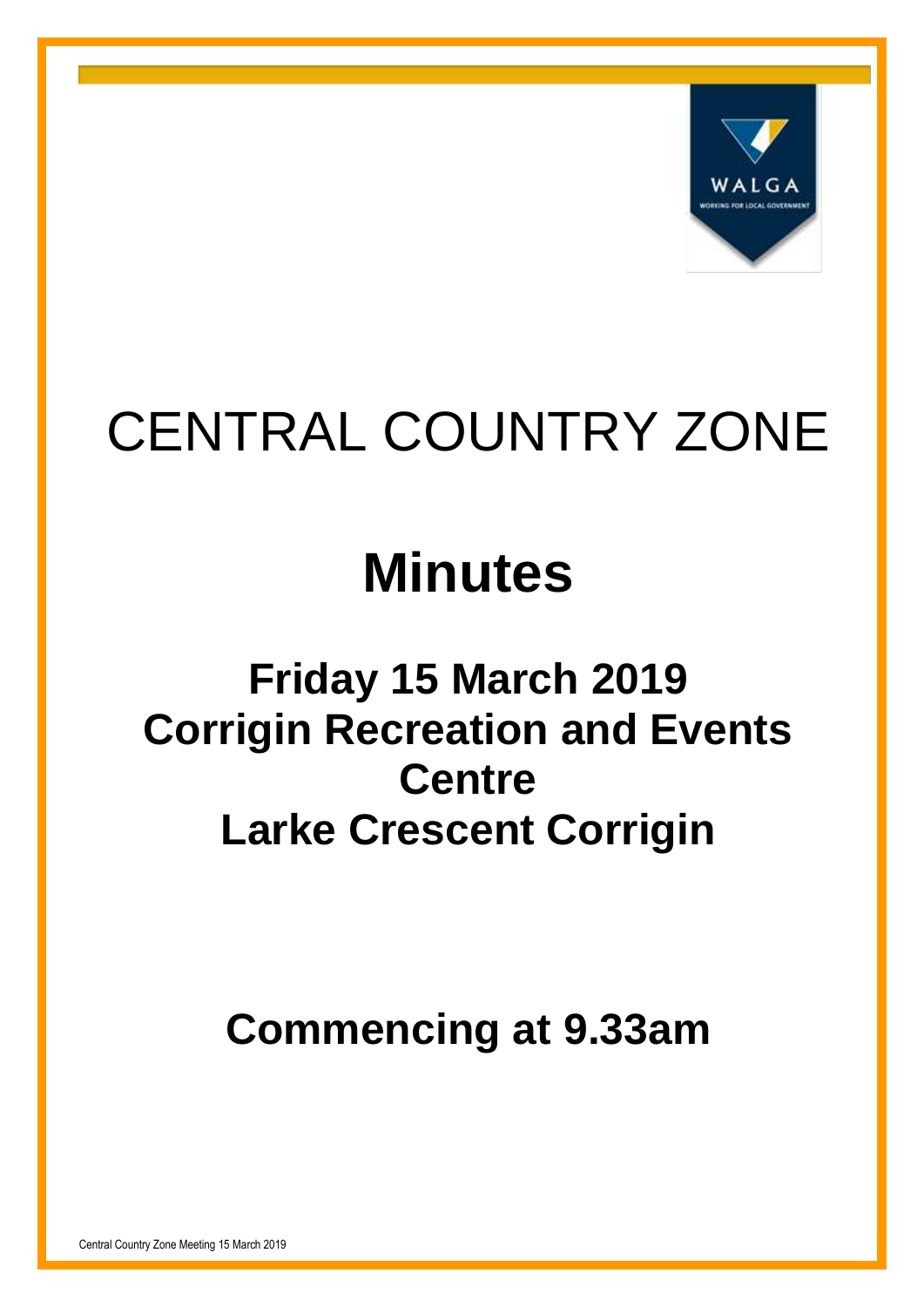# CENTRAL COUNTRY ZONE

# Minutes

## Friday 15 March 2019
## Corrigin Recreation and Events Centre
## Larke Crescent Corrigin

## Commencing at 9.33am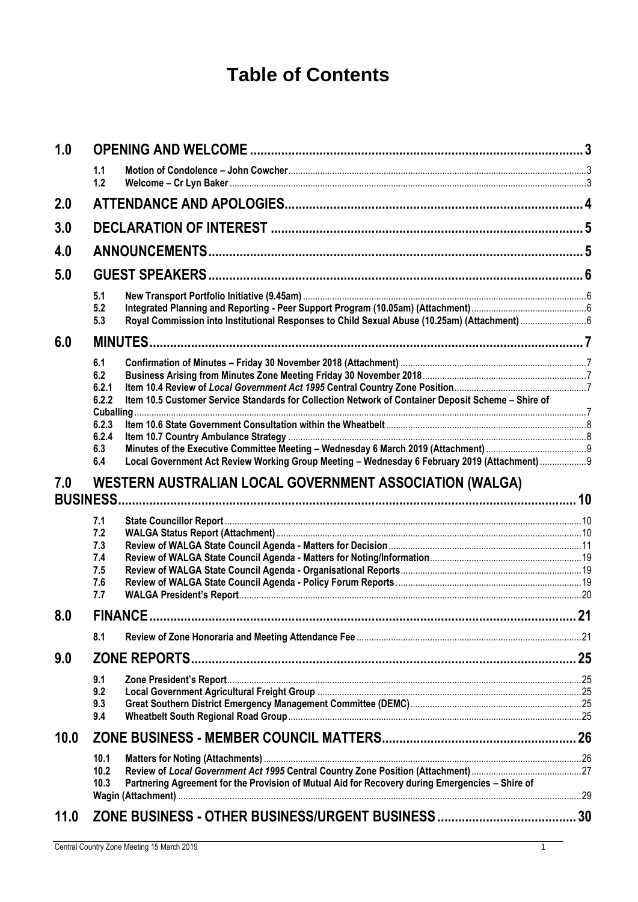# Table of Contents

| | | | |
|---|---|---|---|
| **1.0** | **OPENING AND WELCOME** | | **3** |
| | 1.1 | **Motion of Condolence – John Cowcher** | 3 |
| | 1.2 | **Welcome – Cr Lyn Baker** | 3 |
| **2.0** | **ATTENDANCE AND APOLOGIES** | | **4** |
| **3.0** | **DECLARATION OF INTEREST** | | **5** |
| **4.0** | **ANNOUNCEMENTS** | | **5** |
| **5.0** | **GUEST SPEAKERS** | | **6** |
| | 5.1 | **New Transport Portfolio Initiative (9.45am)** | 6 |
| | 5.2 | **Integrated Planning and Reporting - Peer Support Program (10.05am) (Attachment)** | 6 |
| | 5.3 | **Royal Commission into Institutional Responses to Child Sexual Abuse (10.25am) (Attachment)** | 6 |
| **6.0** | **MINUTES** | | **7** |
| | 6.1 | **Confirmation of Minutes – Friday 30 November 2018 (Attachment)** | 7 |
| | 6.2 | **Business Arising from Minutes Zone Meeting Friday 30 November 2018** | 7 |
| | 6.2.1 | **Item 10.4 Review of *Local Government Act 1995* Central Country Zone Position** | 7 |
| | 6.2.2 | **Item 10.5 Customer Service Standards for Collection Network of Container Deposit Scheme – Shire of Cuballing** | 7 |
| | 6.2.3 | **Item 10.6 State Government Consultation within the Wheatbelt** | 8 |
| | 6.2.4 | **Item 10.7 Country Ambulance Strategy** | 8 |
| | 6.3 | **Minutes of the Executive Committee Meeting – Wednesday 6 March 2019 (Attachment)** | 9 |
| | 6.4 | **Local Government Act Review Working Group Meeting – Wednesday 6 February 2019 (Attachment)** | 9 |
| **7.0** | **WESTERN AUSTRALIAN LOCAL GOVERNMENT ASSOCIATION (WALGA) BUSINESS** | | **10** |
| | 7.1 | **State Councillor Report** | 10 |
| | 7.2 | **WALGA Status Report (Attachment)** | 10 |
| | 7.3 | **Review of WALGA State Council Agenda - Matters for Decision** | 11 |
| | 7.4 | **Review of WALGA State Council Agenda - Matters for Noting/Information** | 19 |
| | 7.5 | **Review of WALGA State Council Agenda - Organisational Reports** | 19 |
| | 7.6 | **Review of WALGA State Council Agenda - Policy Forum Reports** | 19 |
| | 7.7 | **WALGA President's Report** | 20 |
| **8.0** | **FINANCE** | | **21** |
| | 8.1 | **Review of Zone Honoraria and Meeting Attendance Fee** | 21 |
| **9.0** | **ZONE REPORTS** | | **25** |
| | 9.1 | **Zone President's Report** | 25 |
| | 9.2 | **Local Government Agricultural Freight Group** | 25 |
| | 9.3 | **Great Southern District Emergency Management Committee (DEMC)** | 25 |
| | 9.4 | **Wheatbelt South Regional Road Group** | 25 |
| **10.0** | **ZONE BUSINESS - MEMBER COUNCIL MATTERS** | | **26** |
| | 10.1 | **Matters for Noting (Attachments)** | 26 |
| | 10.2 | **Review of *Local Government Act 1995* Central Country Zone Position (Attachment)** | 27 |
| | 10.3 | **Partnering Agreement for the Provision of Mutual Aid for Recovery during Emergencies – Shire of Wagin (Attachment)** | 29 |
| **11.0** | **ZONE BUSINESS - OTHER BUSINESS/URGENT BUSINESS** | | **30** |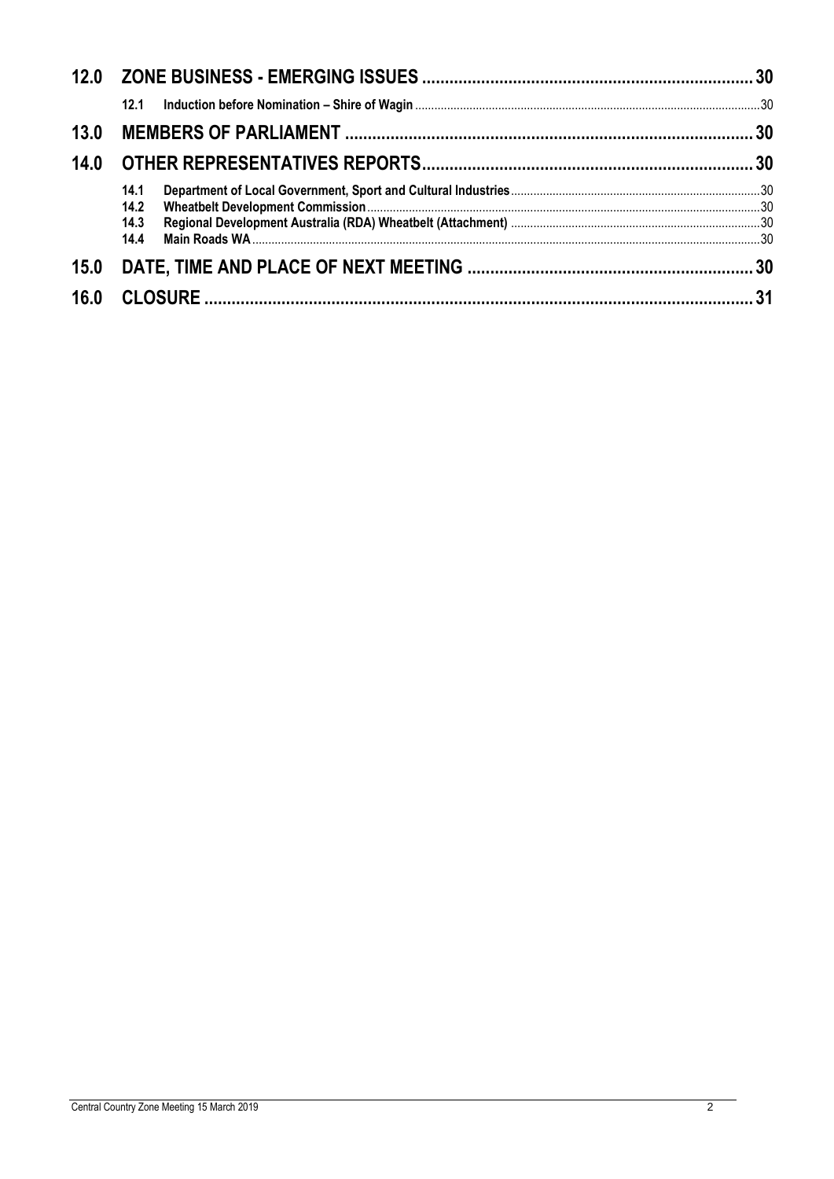**12.0 ZONE BUSINESS - EMERGING ISSUES ........ 30**

- 12.1 Induction before Nomination – Shire of Wagin ........ 30

**13.0 MEMBERS OF PARLIAMENT ........ 30**

**14.0 OTHER REPRESENTATIVES REPORTS ........ 30**

- 14.1 Department of Local Government, Sport and Cultural Industries ........ 30
- 14.2 Wheatbelt Development Commission ........ 30
- 14.3 Regional Development Australia (RDA) Wheatbelt (Attachment) ........ 30
- 14.4 Main Roads WA ........ 30

**15.0 DATE, TIME AND PLACE OF NEXT MEETING ........ 30**

**16.0 CLOSURE ........ 31**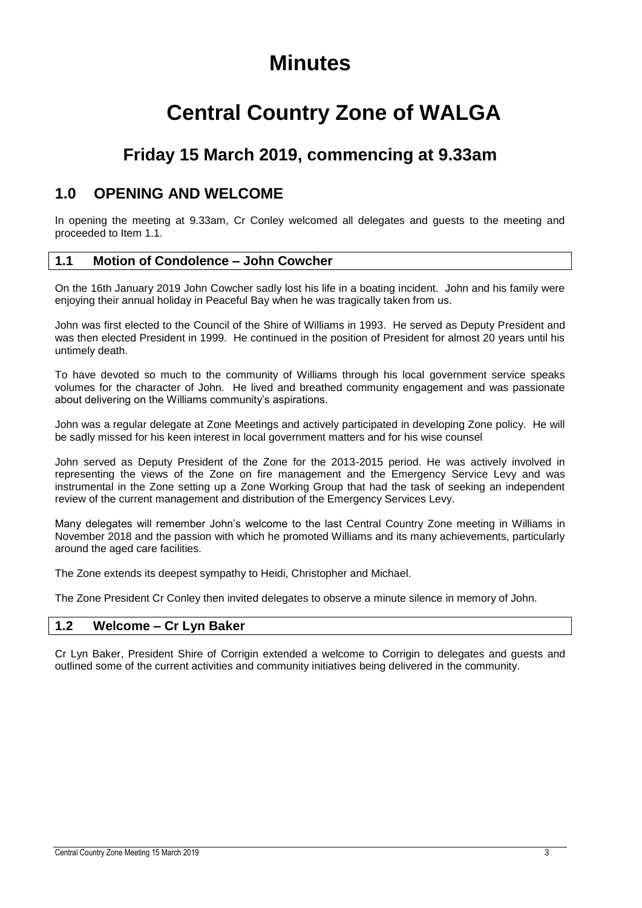# Minutes

# Central Country Zone of WALGA

## Friday 15 March 2019, commencing at 9.33am

## 1.0 OPENING AND WELCOME

In opening the meeting at 9.33am, Cr Conley welcomed all delegates and guests to the meeting and proceeded to Item 1.1.

### 1.1 Motion of Condolence – John Cowcher

On the 16th January 2019 John Cowcher sadly lost his life in a boating incident. John and his family were enjoying their annual holiday in Peaceful Bay when he was tragically taken from us.

John was first elected to the Council of the Shire of Williams in 1993. He served as Deputy President and was then elected President in 1999. He continued in the position of President for almost 20 years until his untimely death.

To have devoted so much to the community of Williams through his local government service speaks volumes for the character of John. He lived and breathed community engagement and was passionate about delivering on the Williams community's aspirations.

John was a regular delegate at Zone Meetings and actively participated in developing Zone policy. He will be sadly missed for his keen interest in local government matters and for his wise counsel

John served as Deputy President of the Zone for the 2013-2015 period. He was actively involved in representing the views of the Zone on fire management and the Emergency Service Levy and was instrumental in the Zone setting up a Zone Working Group that had the task of seeking an independent review of the current management and distribution of the Emergency Services Levy.

Many delegates will remember John's welcome to the last Central Country Zone meeting in Williams in November 2018 and the passion with which he promoted Williams and its many achievements, particularly around the aged care facilities.

The Zone extends its deepest sympathy to Heidi, Christopher and Michael.

The Zone President Cr Conley then invited delegates to observe a minute silence in memory of John.

### 1.2 Welcome – Cr Lyn Baker

Cr Lyn Baker, President Shire of Corrigin extended a welcome to Corrigin to delegates and guests and outlined some of the current activities and community initiatives being delivered in the community.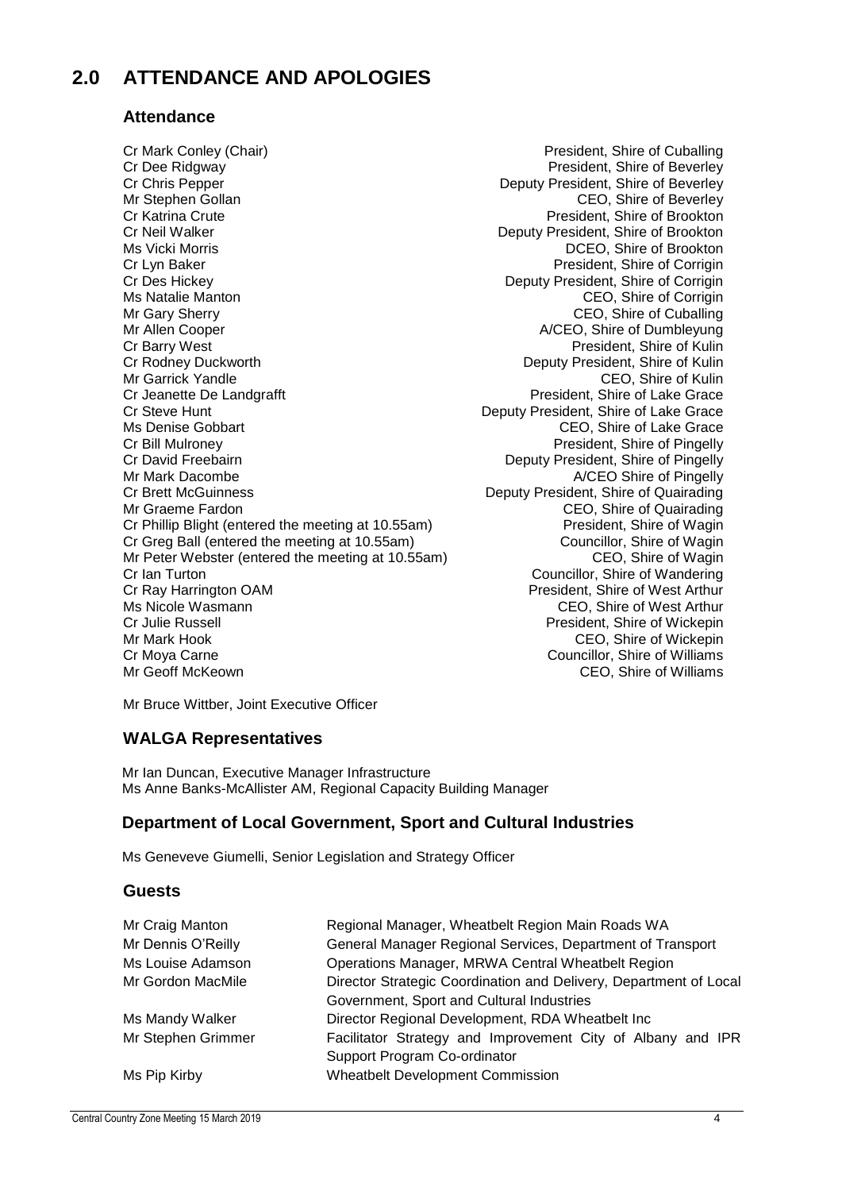# 2.0 ATTENDANCE AND APOLOGIES

## Attendance

| | |
|---|---|
| Cr Mark Conley (Chair) | President, Shire of Cuballing |
| Cr Dee Ridgway | President, Shire of Beverley |
| Cr Chris Pepper | Deputy President, Shire of Beverley |
| Mr Stephen Gollan | CEO, Shire of Beverley |
| Cr Katrina Crute | President, Shire of Brookton |
| Cr Neil Walker | Deputy President, Shire of Brookton |
| Ms Vicki Morris | DCEO, Shire of Brookton |
| Cr Lyn Baker | President, Shire of Corrigin |
| Cr Des Hickey | Deputy President, Shire of Corrigin |
| Ms Natalie Manton | CEO, Shire of Corrigin |
| Mr Gary Sherry | CEO, Shire of Cuballing |
| Mr Allen Cooper | A/CEO, Shire of Dumbleyung |
| Cr Barry West | President, Shire of Kulin |
| Cr Rodney Duckworth | Deputy President, Shire of Kulin |
| Mr Garrick Yandle | CEO, Shire of Kulin |
| Cr Jeanette De Landgrafft | President, Shire of Lake Grace |
| Cr Steve Hunt | Deputy President, Shire of Lake Grace |
| Ms Denise Gobbart | CEO, Shire of Lake Grace |
| Cr Bill Mulroney | President, Shire of Pingelly |
| Cr David Freebairn | Deputy President, Shire of Pingelly |
| Mr Mark Dacombe | A/CEO Shire of Pingelly |
| Cr Brett McGuinness | Deputy President, Shire of Quairading |
| Mr Graeme Fardon | CEO, Shire of Quairading |
| Cr Phillip Blight (entered the meeting at 10.55am) | President, Shire of Wagin |
| Cr Greg Ball (entered the meeting at 10.55am) | Councillor, Shire of Wagin |
| Mr Peter Webster (entered the meeting at 10.55am) | CEO, Shire of Wagin |
| Cr Ian Turton | Councillor, Shire of Wandering |
| Cr Ray Harrington OAM | President, Shire of West Arthur |
| Ms Nicole Wasmann | CEO, Shire of West Arthur |
| Cr Julie Russell | President, Shire of Wickepin |
| Mr Mark Hook | CEO, Shire of Wickepin |
| Cr Moya Carne | Councillor, Shire of Williams |
| Mr Geoff McKeown | CEO, Shire of Williams |

Mr Bruce Wittber, Joint Executive Officer

## WALGA Representatives

Mr Ian Duncan, Executive Manager Infrastructure
Ms Anne Banks-McAllister AM, Regional Capacity Building Manager

## Department of Local Government, Sport and Cultural Industries

Ms Geneveve Giumelli, Senior Legislation and Strategy Officer

## Guests

| | |
|---|---|
| Mr Craig Manton | Regional Manager, Wheatbelt Region Main Roads WA |
| Mr Dennis O'Reilly | General Manager Regional Services, Department of Transport |
| Ms Louise Adamson | Operations Manager, MRWA Central Wheatbelt Region |
| Mr Gordon MacMile | Director Strategic Coordination and Delivery, Department of Local Government, Sport and Cultural Industries |
| Ms Mandy Walker | Director Regional Development, RDA Wheatbelt Inc |
| Mr Stephen Grimmer | Facilitator Strategy and Improvement City of Albany and IPR Support Program Co-ordinator |
| Ms Pip Kirby | Wheatbelt Development Commission |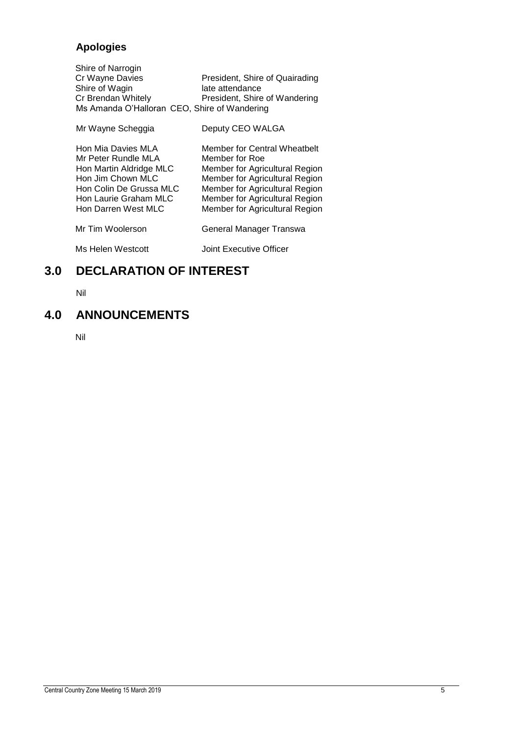### Apologies

| | |
|---|---|
| Shire of Narrogin | |
| Cr Wayne Davies | President, Shire of Quairading |
| Shire of Wagin | late attendance |
| Cr Brendan Whitely | President, Shire of Wandering |
| Ms Amanda O'Halloran | CEO, Shire of Wandering |
| | |
| Mr Wayne Scheggia | Deputy CEO WALGA |
| | |
| Hon Mia Davies MLA | Member for Central Wheatbelt |
| Mr Peter Rundle MLA | Member for Roe |
| Hon Martin Aldridge MLC | Member for Agricultural Region |
| Hon Jim Chown MLC | Member for Agricultural Region |
| Hon Colin De Grussa MLC | Member for Agricultural Region |
| Hon Laurie Graham MLC | Member for Agricultural Region |
| Hon Darren West MLC | Member for Agricultural Region |
| | |
| Mr Tim Woolerson | General Manager Transwa |
| | |
| Ms Helen Westcott | Joint Executive Officer |

## 3.0 DECLARATION OF INTEREST

Nil

## 4.0 ANNOUNCEMENTS

Nil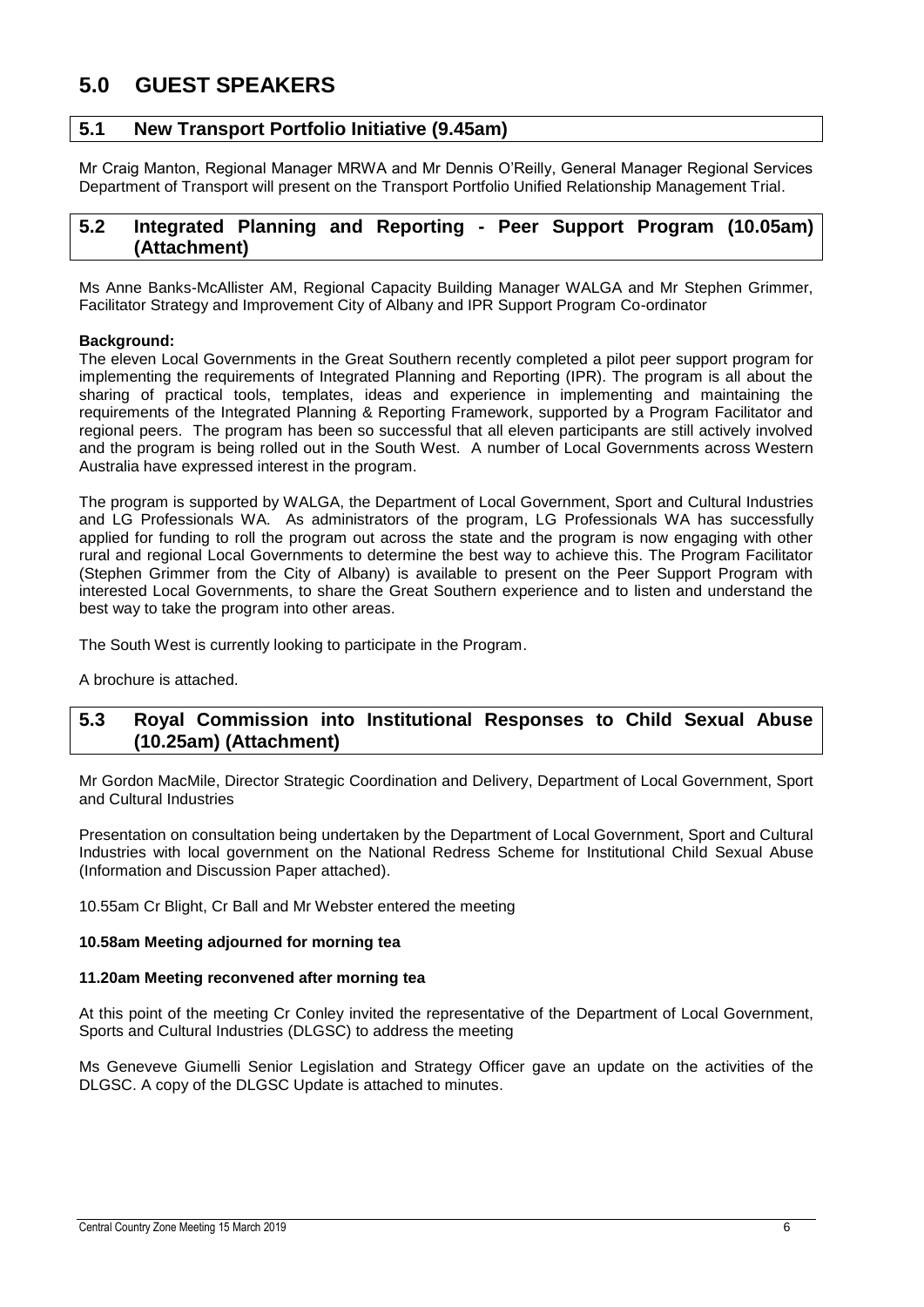# 5.0 GUEST SPEAKERS

## 5.1 New Transport Portfolio Initiative (9.45am)

Mr Craig Manton, Regional Manager MRWA and Mr Dennis O'Reilly, General Manager Regional Services Department of Transport will present on the Transport Portfolio Unified Relationship Management Trial.

## 5.2 Integrated Planning and Reporting - Peer Support Program (10.05am) (Attachment)

Ms Anne Banks-McAllister AM, Regional Capacity Building Manager WALGA and Mr Stephen Grimmer, Facilitator Strategy and Improvement City of Albany and IPR Support Program Co-ordinator

**Background:**
The eleven Local Governments in the Great Southern recently completed a pilot peer support program for implementing the requirements of Integrated Planning and Reporting (IPR). The program is all about the sharing of practical tools, templates, ideas and experience in implementing and maintaining the requirements of the Integrated Planning & Reporting Framework, supported by a Program Facilitator and regional peers. The program has been so successful that all eleven participants are still actively involved and the program is being rolled out in the South West. A number of Local Governments across Western Australia have expressed interest in the program.

The program is supported by WALGA, the Department of Local Government, Sport and Cultural Industries and LG Professionals WA. As administrators of the program, LG Professionals WA has successfully applied for funding to roll the program out across the state and the program is now engaging with other rural and regional Local Governments to determine the best way to achieve this. The Program Facilitator (Stephen Grimmer from the City of Albany) is available to present on the Peer Support Program with interested Local Governments, to share the Great Southern experience and to listen and understand the best way to take the program into other areas.

The South West is currently looking to participate in the Program.

A brochure is attached.

## 5.3 Royal Commission into Institutional Responses to Child Sexual Abuse (10.25am) (Attachment)

Mr Gordon MacMile, Director Strategic Coordination and Delivery, Department of Local Government, Sport and Cultural Industries

Presentation on consultation being undertaken by the Department of Local Government, Sport and Cultural Industries with local government on the National Redress Scheme for Institutional Child Sexual Abuse (Information and Discussion Paper attached).

10.55am Cr Blight, Cr Ball and Mr Webster entered the meeting

**10.58am Meeting adjourned for morning tea**

**11.20am Meeting reconvened after morning tea**

At this point of the meeting Cr Conley invited the representative of the Department of Local Government, Sports and Cultural Industries (DLGSC) to address the meeting

Ms Geneveve Giumelli Senior Legislation and Strategy Officer gave an update on the activities of the DLGSC. A copy of the DLGSC Update is attached to minutes.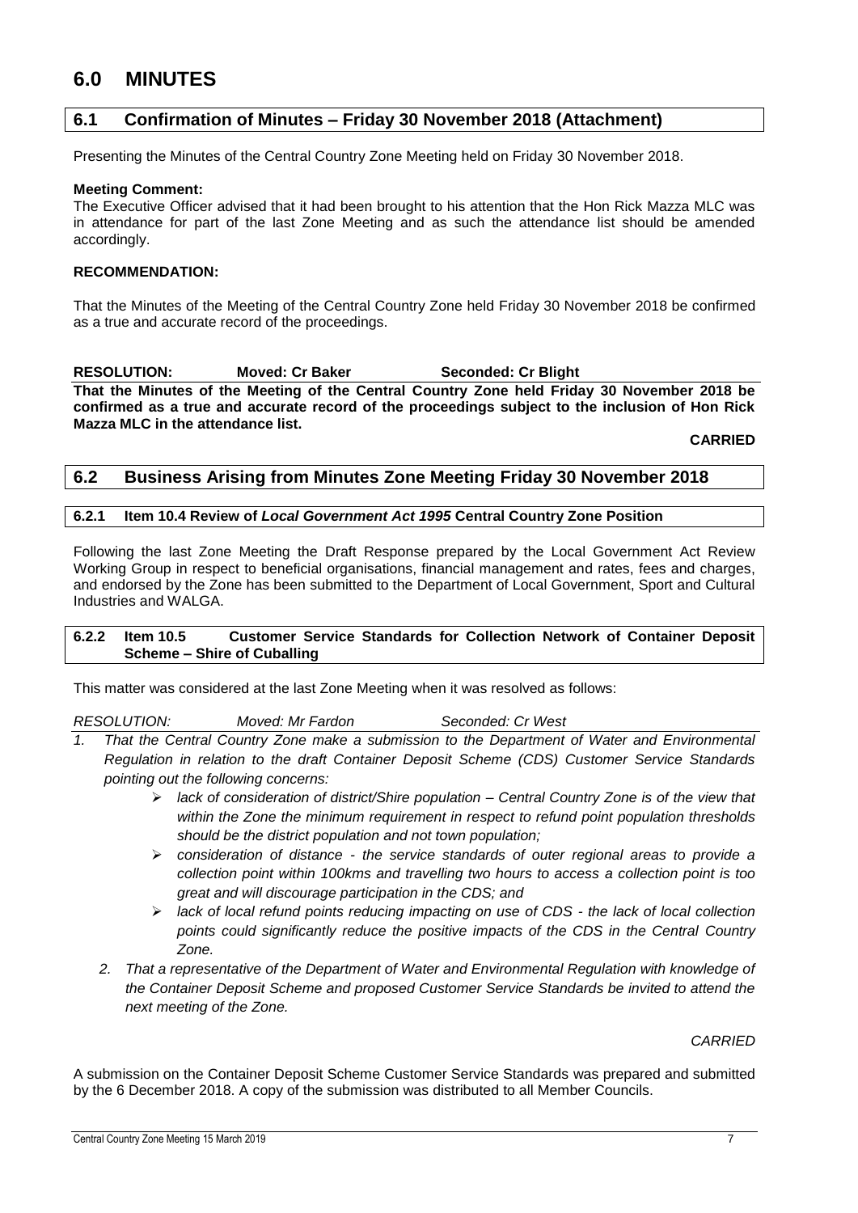# 6.0 MINUTES

## 6.1 Confirmation of Minutes – Friday 30 November 2018 (Attachment)

Presenting the Minutes of the Central Country Zone Meeting held on Friday 30 November 2018.

**Meeting Comment:**
The Executive Officer advised that it had been brought to his attention that the Hon Rick Mazza MLC was in attendance for part of the last Zone Meeting and as such the attendance list should be amended accordingly.

**RECOMMENDATION:**

That the Minutes of the Meeting of the Central Country Zone held Friday 30 November 2018 be confirmed as a true and accurate record of the proceedings.

**RESOLUTION: Moved: Cr Baker Seconded: Cr Blight**

**That the Minutes of the Meeting of the Central Country Zone held Friday 30 November 2018 be confirmed as a true and accurate record of the proceedings subject to the inclusion of Hon Rick Mazza MLC in the attendance list.**

**CARRIED**

## 6.2 Business Arising from Minutes Zone Meeting Friday 30 November 2018

### 6.2.1 Item 10.4 Review of *Local Government Act 1995* Central Country Zone Position

Following the last Zone Meeting the Draft Response prepared by the Local Government Act Review Working Group in respect to beneficial organisations, financial management and rates, fees and charges, and endorsed by the Zone has been submitted to the Department of Local Government, Sport and Cultural Industries and WALGA.

### 6.2.2 Item 10.5 Customer Service Standards for Collection Network of Container Deposit Scheme – Shire of Cuballing

This matter was considered at the last Zone Meeting when it was resolved as follows:

*RESOLUTION: Moved: Mr Fardon Seconded: Cr West*

1. *That the Central Country Zone make a submission to the Department of Water and Environmental Regulation in relation to the draft Container Deposit Scheme (CDS) Customer Service Standards pointing out the following concerns:*
   - *lack of consideration of district/Shire population – Central Country Zone is of the view that within the Zone the minimum requirement in respect to refund point population thresholds should be the district population and not town population;*
   - *consideration of distance - the service standards of outer regional areas to provide a collection point within 100kms and travelling two hours to access a collection point is too great and will discourage participation in the CDS; and*
   - *lack of local refund points reducing impacting on use of CDS - the lack of local collection points could significantly reduce the positive impacts of the CDS in the Central Country Zone.*
2. *That a representative of the Department of Water and Environmental Regulation with knowledge of the Container Deposit Scheme and proposed Customer Service Standards be invited to attend the next meeting of the Zone.*

*CARRIED*

A submission on the Container Deposit Scheme Customer Service Standards was prepared and submitted by the 6 December 2018. A copy of the submission was distributed to all Member Councils.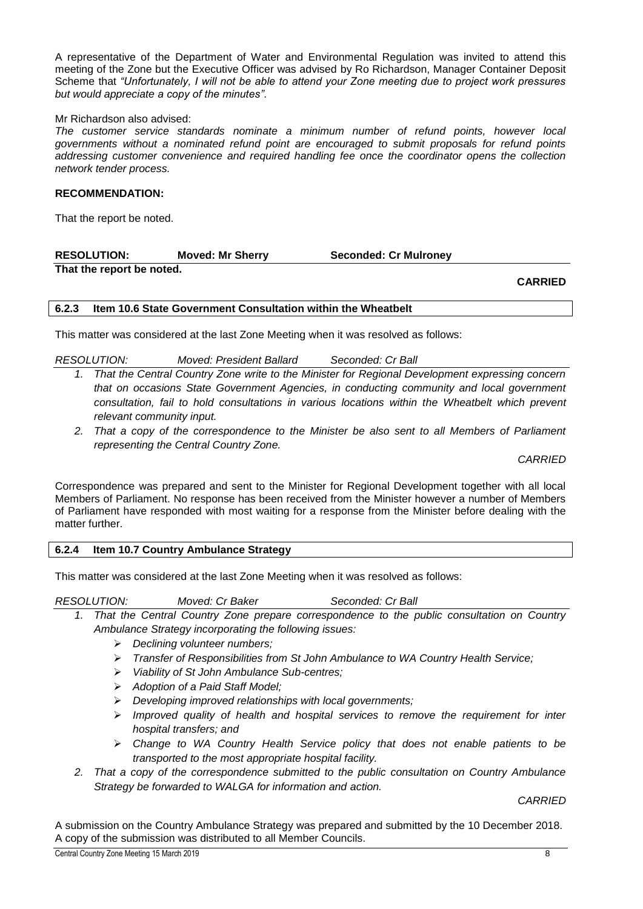A representative of the Department of Water and Environmental Regulation was invited to attend this meeting of the Zone but the Executive Officer was advised by Ro Richardson, Manager Container Deposit Scheme that *"Unfortunately, I will not be able to attend your Zone meeting due to project work pressures but would appreciate a copy of the minutes"*.

Mr Richardson also advised:

*The customer service standards nominate a minimum number of refund points, however local governments without a nominated refund point are encouraged to submit proposals for refund points addressing customer convenience and required handling fee once the coordinator opens the collection network tender process.*

**RECOMMENDATION:**

That the report be noted.

**RESOLUTION: Moved: Mr Sherry Seconded: Cr Mulroney**

**That the report be noted.**

**CARRIED**

### 6.2.3 Item 10.6 State Government Consultation within the Wheatbelt

This matter was considered at the last Zone Meeting when it was resolved as follows:

*RESOLUTION: Moved: President Ballard Seconded: Cr Ball*

1. *That the Central Country Zone write to the Minister for Regional Development expressing concern that on occasions State Government Agencies, in conducting community and local government consultation, fail to hold consultations in various locations within the Wheatbelt which prevent relevant community input.*
2. *That a copy of the correspondence to the Minister be also sent to all Members of Parliament representing the Central Country Zone.*

*CARRIED*

Correspondence was prepared and sent to the Minister for Regional Development together with all local Members of Parliament. No response has been received from the Minister however a number of Members of Parliament have responded with most waiting for a response from the Minister before dealing with the matter further.

### 6.2.4 Item 10.7 Country Ambulance Strategy

This matter was considered at the last Zone Meeting when it was resolved as follows:

*RESOLUTION: Moved: Cr Baker Seconded: Cr Ball*

1. *That the Central Country Zone prepare correspondence to the public consultation on Country Ambulance Strategy incorporating the following issues:*
   - *Declining volunteer numbers;*
   - *Transfer of Responsibilities from St John Ambulance to WA Country Health Service;*
   - *Viability of St John Ambulance Sub-centres;*
   - *Adoption of a Paid Staff Model;*
   - *Developing improved relationships with local governments;*
   - *Improved quality of health and hospital services to remove the requirement for inter hospital transfers; and*
   - *Change to WA Country Health Service policy that does not enable patients to be transported to the most appropriate hospital facility.*
2. *That a copy of the correspondence submitted to the public consultation on Country Ambulance Strategy be forwarded to WALGA for information and action.*

*CARRIED*

A submission on the Country Ambulance Strategy was prepared and submitted by the 10 December 2018. A copy of the submission was distributed to all Member Councils.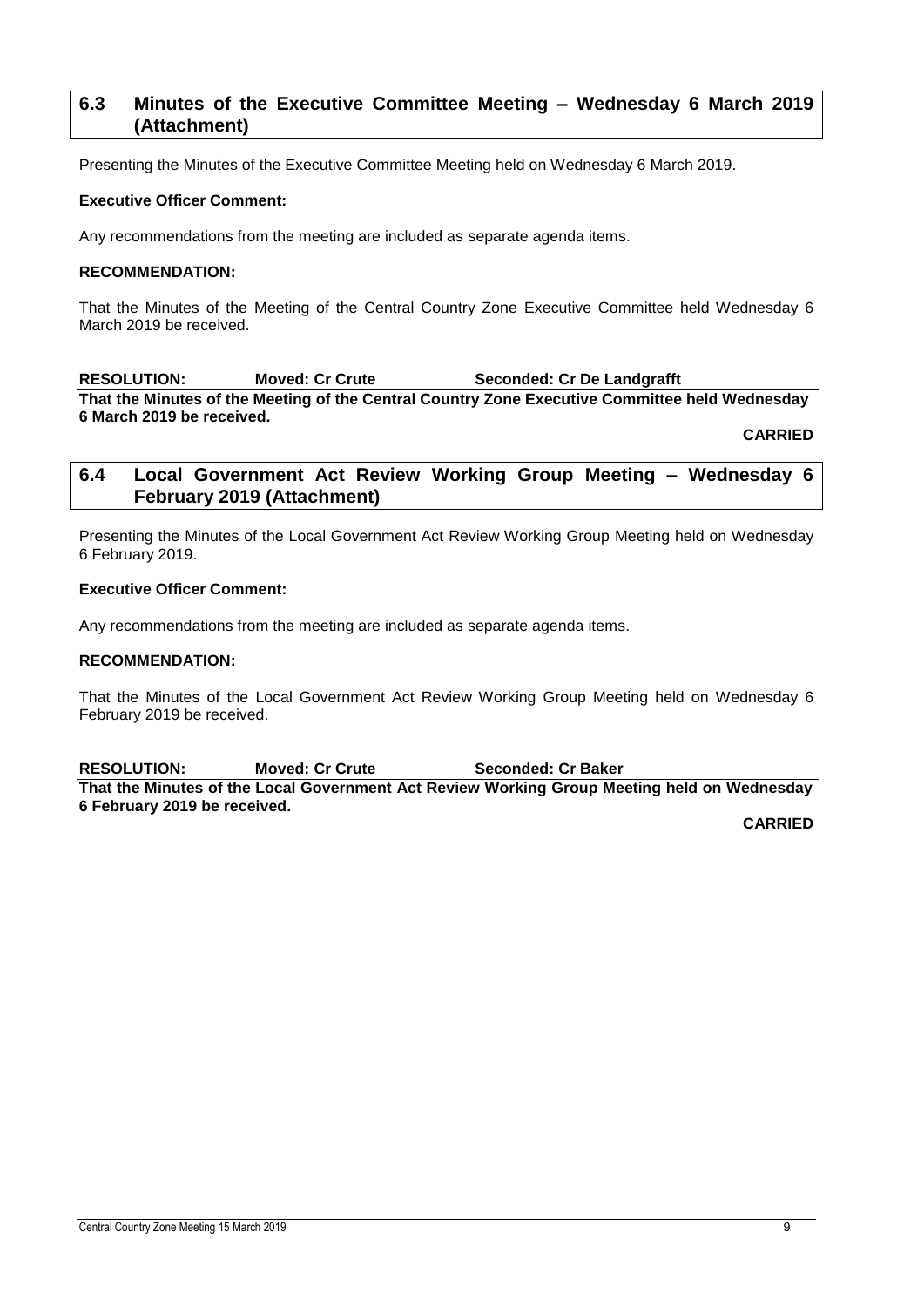## 6.3 Minutes of the Executive Committee Meeting – Wednesday 6 March 2019 (Attachment)

Presenting the Minutes of the Executive Committee Meeting held on Wednesday 6 March 2019.

**Executive Officer Comment:**

Any recommendations from the meeting are included as separate agenda items.

**RECOMMENDATION:**

That the Minutes of the Meeting of the Central Country Zone Executive Committee held Wednesday 6 March 2019 be received.

**RESOLUTION: Moved: Cr Crute Seconded: Cr De Landgrafft**

**That the Minutes of the Meeting of the Central Country Zone Executive Committee held Wednesday 6 March 2019 be received.**

**CARRIED**

## 6.4 Local Government Act Review Working Group Meeting – Wednesday 6 February 2019 (Attachment)

Presenting the Minutes of the Local Government Act Review Working Group Meeting held on Wednesday 6 February 2019.

**Executive Officer Comment:**

Any recommendations from the meeting are included as separate agenda items.

**RECOMMENDATION:**

That the Minutes of the Local Government Act Review Working Group Meeting held on Wednesday 6 February 2019 be received.

**RESOLUTION: Moved: Cr Crute Seconded: Cr Baker**

**That the Minutes of the Local Government Act Review Working Group Meeting held on Wednesday 6 February 2019 be received.**

**CARRIED**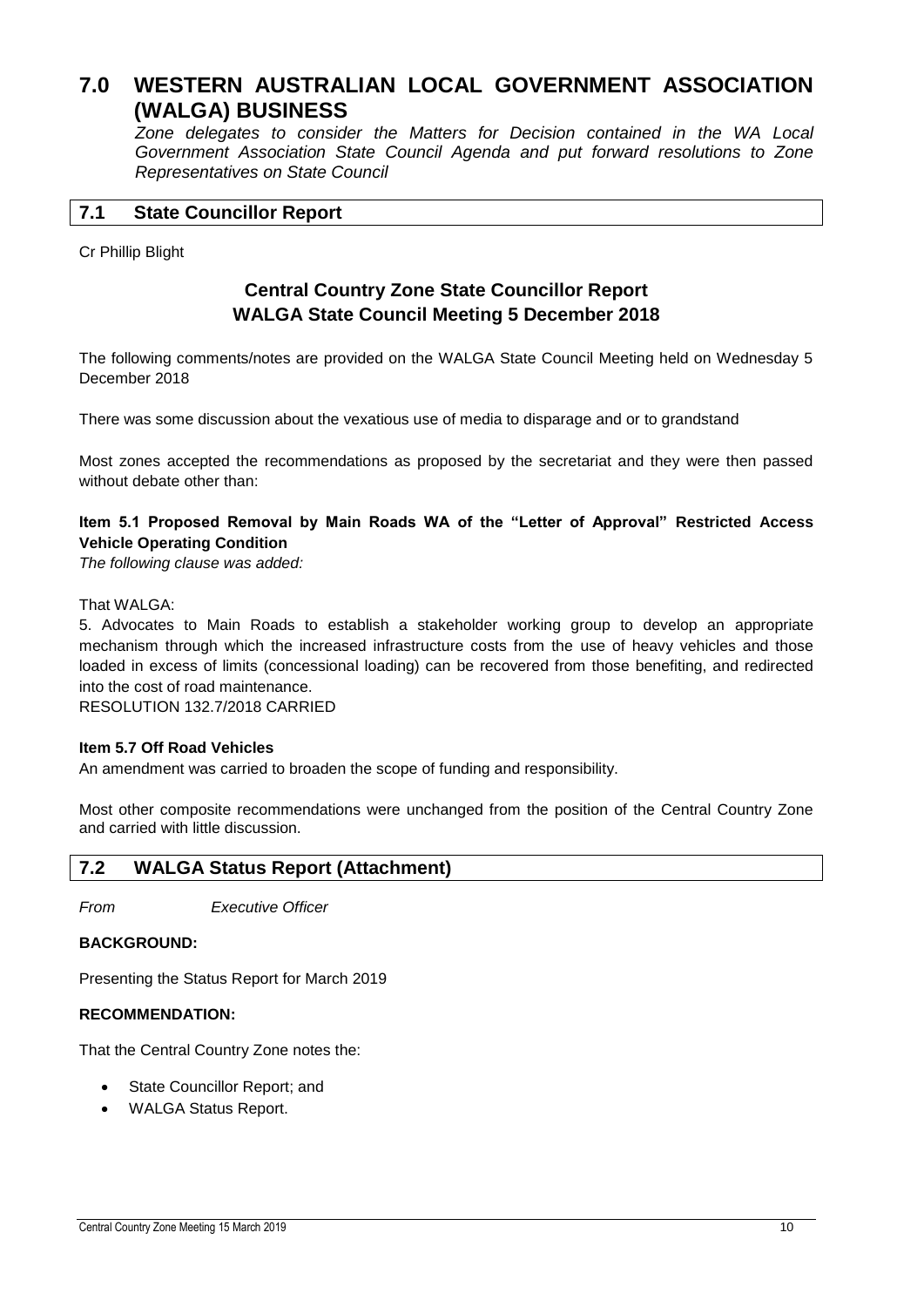# 7.0 WESTERN AUSTRALIAN LOCAL GOVERNMENT ASSOCIATION (WALGA) BUSINESS

*Zone delegates to consider the Matters for Decision contained in the WA Local Government Association State Council Agenda and put forward resolutions to Zone Representatives on State Council*

## 7.1 State Councillor Report

Cr Phillip Blight

### Central Country Zone State Councillor Report
### WALGA State Council Meeting 5 December 2018

The following comments/notes are provided on the WALGA State Council Meeting held on Wednesday 5 December 2018

There was some discussion about the vexatious use of media to disparage and or to grandstand

Most zones accepted the recommendations as proposed by the secretariat and they were then passed without debate other than:

**Item 5.1 Proposed Removal by Main Roads WA of the "Letter of Approval" Restricted Access Vehicle Operating Condition**

*The following clause was added:*

That WALGA:

5. Advocates to Main Roads to establish a stakeholder working group to develop an appropriate mechanism through which the increased infrastructure costs from the use of heavy vehicles and those loaded in excess of limits (concessional loading) can be recovered from those benefiting, and redirected into the cost of road maintenance.

RESOLUTION 132.7/2018 CARRIED

**Item 5.7 Off Road Vehicles**

An amendment was carried to broaden the scope of funding and responsibility.

Most other composite recommendations were unchanged from the position of the Central Country Zone and carried with little discussion.

## 7.2 WALGA Status Report (Attachment)

*From* *Executive Officer*

**BACKGROUND:**

Presenting the Status Report for March 2019

**RECOMMENDATION:**

That the Central Country Zone notes the:

- State Councillor Report; and
- WALGA Status Report.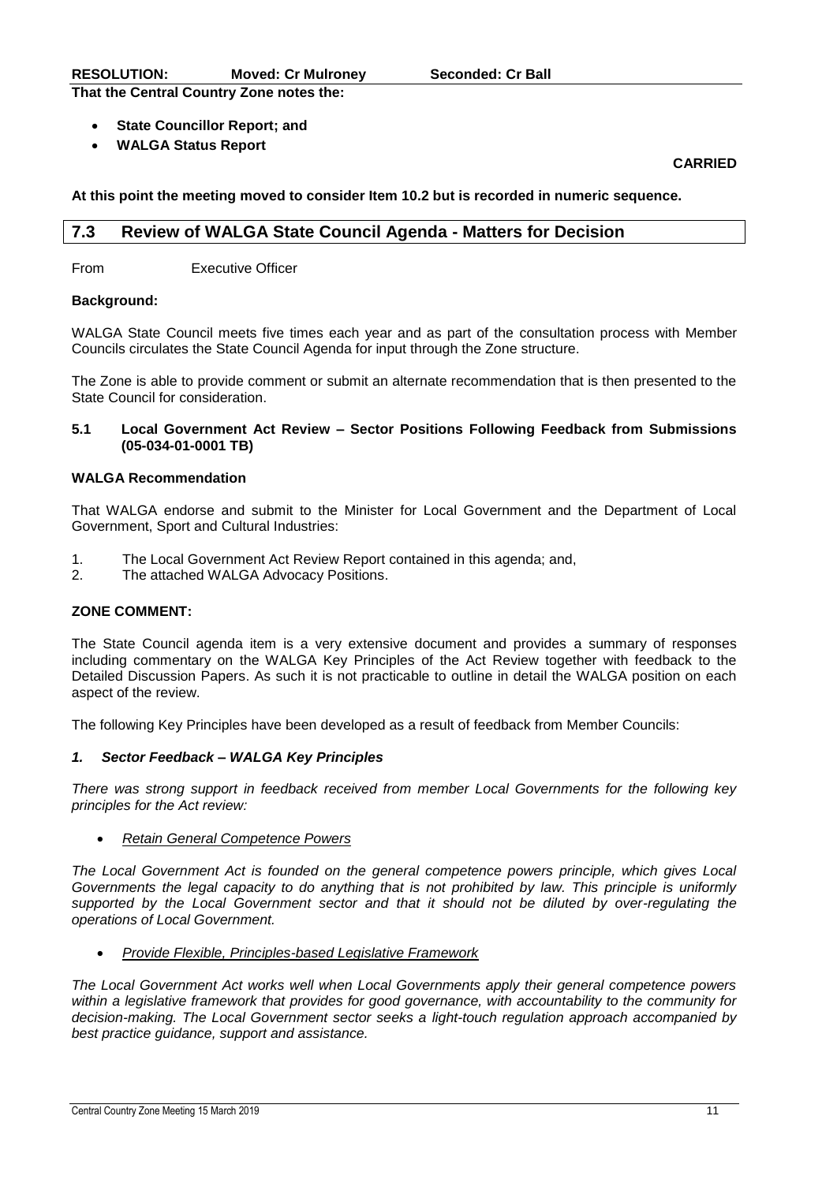**RESOLUTION: Moved: Cr Mulroney Seconded: Cr Ball**

**That the Central Country Zone notes the:**

- **State Councillor Report; and**
- **WALGA Status Report**

**CARRIED**

**At this point the meeting moved to consider Item 10.2 but is recorded in numeric sequence.**

## 7.3 Review of WALGA State Council Agenda - Matters for Decision

From Executive Officer

**Background:**

WALGA State Council meets five times each year and as part of the consultation process with Member Councils circulates the State Council Agenda for input through the Zone structure.

The Zone is able to provide comment or submit an alternate recommendation that is then presented to the State Council for consideration.

**5.1 Local Government Act Review – Sector Positions Following Feedback from Submissions (05-034-01-0001 TB)**

**WALGA Recommendation**

That WALGA endorse and submit to the Minister for Local Government and the Department of Local Government, Sport and Cultural Industries:

1. The Local Government Act Review Report contained in this agenda; and,
2. The attached WALGA Advocacy Positions.

**ZONE COMMENT:**

The State Council agenda item is a very extensive document and provides a summary of responses including commentary on the WALGA Key Principles of the Act Review together with feedback to the Detailed Discussion Papers. As such it is not practicable to outline in detail the WALGA position on each aspect of the review.

The following Key Principles have been developed as a result of feedback from Member Councils:

***1. Sector Feedback – WALGA Key Principles***

*There was strong support in feedback received from member Local Governments for the following key principles for the Act review:*

- *Retain General Competence Powers*

*The Local Government Act is founded on the general competence powers principle, which gives Local Governments the legal capacity to do anything that is not prohibited by law. This principle is uniformly supported by the Local Government sector and that it should not be diluted by over-regulating the operations of Local Government.*

- *Provide Flexible, Principles-based Legislative Framework*

*The Local Government Act works well when Local Governments apply their general competence powers within a legislative framework that provides for good governance, with accountability to the community for decision-making. The Local Government sector seeks a light-touch regulation approach accompanied by best practice guidance, support and assistance.*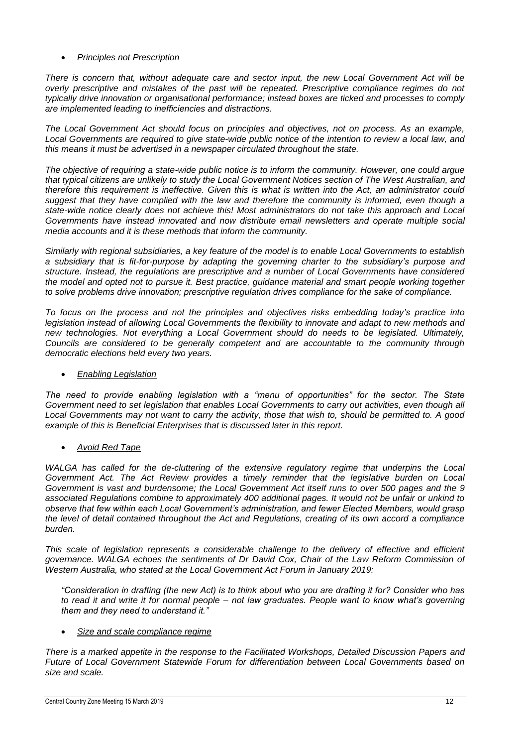- *Principles not Prescription*

*There is concern that, without adequate care and sector input, the new Local Government Act will be overly prescriptive and mistakes of the past will be repeated. Prescriptive compliance regimes do not typically drive innovation or organisational performance; instead boxes are ticked and processes to comply are implemented leading to inefficiencies and distractions.*

*The Local Government Act should focus on principles and objectives, not on process. As an example, Local Governments are required to give state-wide public notice of the intention to review a local law, and this means it must be advertised in a newspaper circulated throughout the state.*

*The objective of requiring a state-wide public notice is to inform the community. However, one could argue that typical citizens are unlikely to study the Local Government Notices section of The West Australian, and therefore this requirement is ineffective. Given this is what is written into the Act, an administrator could suggest that they have complied with the law and therefore the community is informed, even though a state-wide notice clearly does not achieve this! Most administrators do not take this approach and Local Governments have instead innovated and now distribute email newsletters and operate multiple social media accounts and it is these methods that inform the community.*

*Similarly with regional subsidiaries, a key feature of the model is to enable Local Governments to establish a subsidiary that is fit-for-purpose by adapting the governing charter to the subsidiary's purpose and structure. Instead, the regulations are prescriptive and a number of Local Governments have considered the model and opted not to pursue it. Best practice, guidance material and smart people working together to solve problems drive innovation; prescriptive regulation drives compliance for the sake of compliance.*

*To focus on the process and not the principles and objectives risks embedding today's practice into legislation instead of allowing Local Governments the flexibility to innovate and adapt to new methods and new technologies. Not everything a Local Government should do needs to be legislated. Ultimately, Councils are considered to be generally competent and are accountable to the community through democratic elections held every two years.*

- *Enabling Legislation*

*The need to provide enabling legislation with a "menu of opportunities" for the sector. The State Government need to set legislation that enables Local Governments to carry out activities, even though all Local Governments may not want to carry the activity, those that wish to, should be permitted to. A good example of this is Beneficial Enterprises that is discussed later in this report.*

- *Avoid Red Tape*

*WALGA has called for the de-cluttering of the extensive regulatory regime that underpins the Local Government Act. The Act Review provides a timely reminder that the legislative burden on Local Government is vast and burdensome; the Local Government Act itself runs to over 500 pages and the 9 associated Regulations combine to approximately 400 additional pages. It would not be unfair or unkind to observe that few within each Local Government's administration, and fewer Elected Members, would grasp the level of detail contained throughout the Act and Regulations, creating of its own accord a compliance burden.*

*This scale of legislation represents a considerable challenge to the delivery of effective and efficient governance. WALGA echoes the sentiments of Dr David Cox, Chair of the Law Reform Commission of Western Australia, who stated at the Local Government Act Forum in January 2019:*

> *"Consideration in drafting (the new Act) is to think about who you are drafting it for? Consider who has to read it and write it for normal people – not law graduates. People want to know what's governing them and they need to understand it."*

- *Size and scale compliance regime*

*There is a marked appetite in the response to the Facilitated Workshops, Detailed Discussion Papers and Future of Local Government Statewide Forum for differentiation between Local Governments based on size and scale.*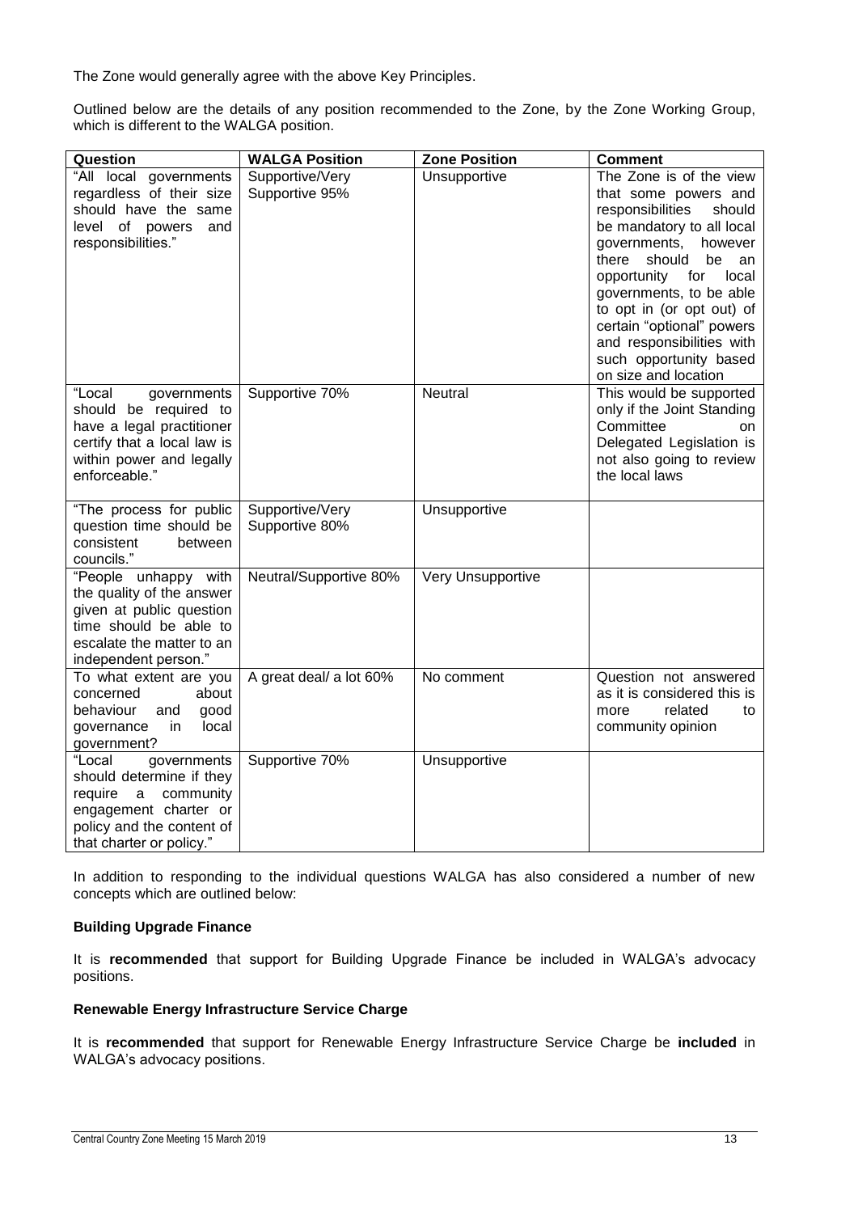The Zone would generally agree with the above Key Principles.

Outlined below are the details of any position recommended to the Zone, by the Zone Working Group, which is different to the WALGA position.

| Question | WALGA Position | Zone Position | Comment |
|---|---|---|---|
| "All local governments regardless of their size should have the same level of powers and responsibilities." | Supportive/Very Supportive 95% | Unsupportive | The Zone is of the view that some powers and responsibilities should be mandatory to all local governments, however there should be an opportunity for local governments, to be able to opt in (or opt out) of certain "optional" powers and responsibilities with such opportunity based on size and location |
| "Local governments should be required to have a legal practitioner certify that a local law is within power and legally enforceable." | Supportive 70% | Neutral | This would be supported only if the Joint Standing Committee on Delegated Legislation is not also going to review the local laws |
| "The process for public question time should be consistent between councils." | Supportive/Very Supportive 80% | Unsupportive | |
| "People unhappy with the quality of the answer given at public question time should be able to escalate the matter to an independent person." | Neutral/Supportive 80% | Very Unsupportive | |
| To what extent are you concerned about behaviour and good governance in local government? | A great deal/ a lot 60% | No comment | Question not answered as it is considered this is more related to community opinion |
| "Local governments should determine if they require a community engagement charter or policy and the content of that charter or policy." | Supportive 70% | Unsupportive | |

In addition to responding to the individual questions WALGA has also considered a number of new concepts which are outlined below:

**Building Upgrade Finance**

It is **recommended** that support for Building Upgrade Finance be included in WALGA's advocacy positions.

**Renewable Energy Infrastructure Service Charge**

It is **recommended** that support for Renewable Energy Infrastructure Service Charge be **included** in WALGA's advocacy positions.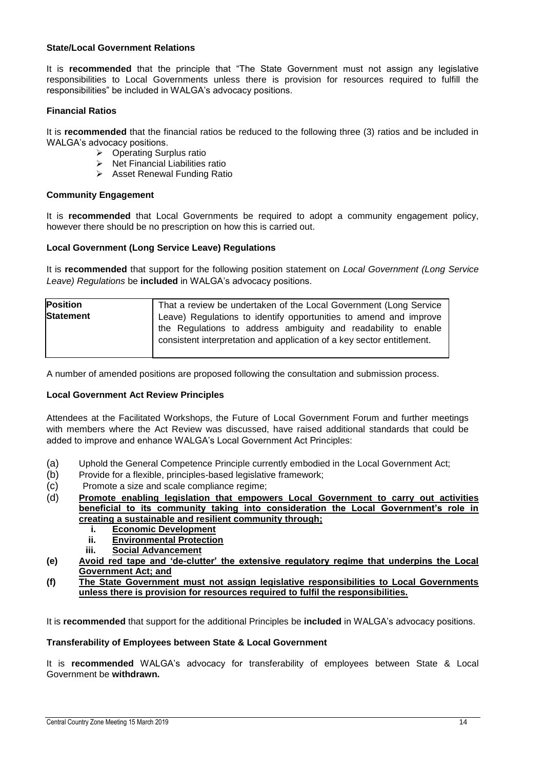**State/Local Government Relations**

It is **recommended** that the principle that "The State Government must not assign any legislative responsibilities to Local Governments unless there is provision for resources required to fulfill the responsibilities" be included in WALGA's advocacy positions.

**Financial Ratios**

It is **recommended** that the financial ratios be reduced to the following three (3) ratios and be included in WALGA's advocacy positions.

- Operating Surplus ratio
- Net Financial Liabilities ratio
- Asset Renewal Funding Ratio

**Community Engagement**

It is **recommended** that Local Governments be required to adopt a community engagement policy, however there should be no prescription on how this is carried out.

**Local Government (Long Service Leave) Regulations**

It is **recommended** that support for the following position statement on *Local Government (Long Service Leave) Regulations* be **included** in WALGA's advocacy positions.

| **Position Statement** | That a review be undertaken of the Local Government (Long Service Leave) Regulations to identify opportunities to amend and improve the Regulations to address ambiguity and readability to enable consistent interpretation and application of a key sector entitlement. |
|---|---|

A number of amended positions are proposed following the consultation and submission process.

**Local Government Act Review Principles**

Attendees at the Facilitated Workshops, the Future of Local Government Forum and further meetings with members where the Act Review was discussed, have raised additional standards that could be added to improve and enhance WALGA's Local Government Act Principles:

(a) Uphold the General Competence Principle currently embodied in the Local Government Act;
(b) Provide for a flexible, principles-based legislative framework;
(c) Promote a size and scale compliance regime;
(d) **Promote enabling legislation that empowers Local Government to carry out activities beneficial to its community taking into consideration the Local Government's role in creating a sustainable and resilient community through;**
   i. **Economic Development**
   ii. **Environmental Protection**
   iii. **Social Advancement**
**(e) Avoid red tape and 'de-clutter' the extensive regulatory regime that underpins the Local Government Act; and**
**(f) The State Government must not assign legislative responsibilities to Local Governments unless there is provision for resources required to fulfil the responsibilities.**

It is **recommended** that support for the additional Principles be **included** in WALGA's advocacy positions.

**Transferability of Employees between State & Local Government**

It is **recommended** WALGA's advocacy for transferability of employees between State & Local Government be **withdrawn.**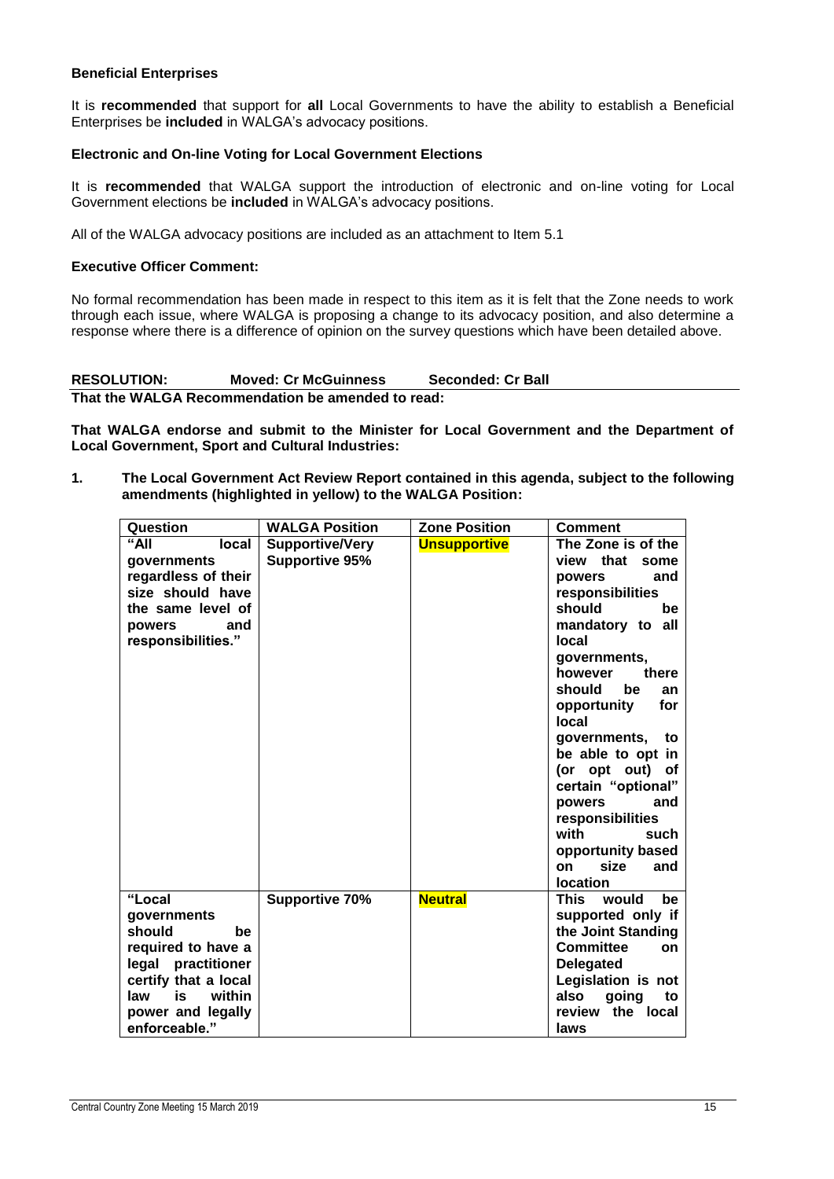**Beneficial Enterprises**

It is **recommended** that support for **all** Local Governments to have the ability to establish a Beneficial Enterprises be **included** in WALGA's advocacy positions.

**Electronic and On-line Voting for Local Government Elections**

It is **recommended** that WALGA support the introduction of electronic and on-line voting for Local Government elections be **included** in WALGA's advocacy positions.

All of the WALGA advocacy positions are included as an attachment to Item 5.1

**Executive Officer Comment:**

No formal recommendation has been made in respect to this item as it is felt that the Zone needs to work through each issue, where WALGA is proposing a change to its advocacy position, and also determine a response where there is a difference of opinion on the survey questions which have been detailed above.

**RESOLUTION: Moved: Cr McGuinness Seconded: Cr Ball**

**That the WALGA Recommendation be amended to read:**

**That WALGA endorse and submit to the Minister for Local Government and the Department of Local Government, Sport and Cultural Industries:**

1. **The Local Government Act Review Report contained in this agenda, subject to the following amendments (highlighted in yellow) to the WALGA Position:**

| Question | WALGA Position | Zone Position | Comment |
|---|---|---|---|
| **"All local governments regardless of their size should have the same level of powers and responsibilities."** | **Supportive/Very Supportive 95%** | **Unsupportive** | **The Zone is of the view that some powers and responsibilities should be mandatory to all local governments, however there should be an opportunity for local governments, to be able to opt in (or opt out) of certain "optional" powers and responsibilities with such opportunity based on size and location** |
| **"Local governments should be required to have a legal practitioner certify that a local law is within power and legally enforceable."** | **Supportive 70%** | **Neutral** | **This would be supported only if the Joint Standing Committee on Delegated Legislation is not also going to review the local laws** |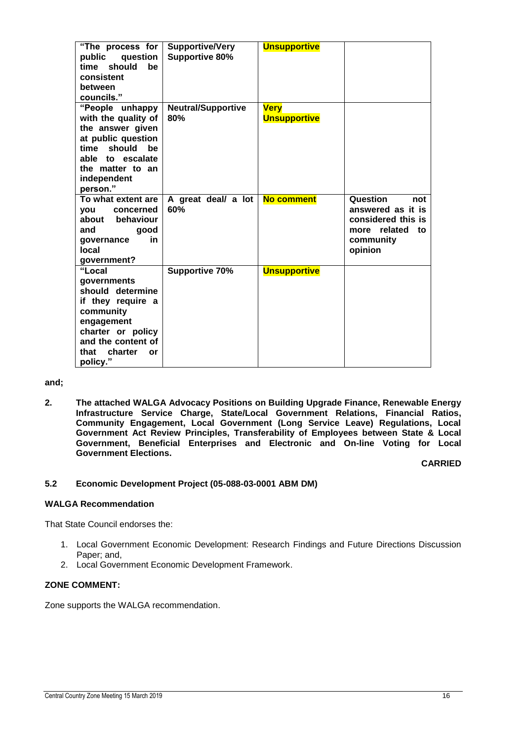| | | | |
|---|---|---|---|
| **"The process for public question time should be consistent between councils."** | **Supportive/Very Supportive 80%** | **Unsupportive** | |
| **"People unhappy with the quality of the answer given at public question time should be able to escalate the matter to an independent person."** | **Neutral/Supportive 80%** | **Very Unsupportive** | |
| **To what extent are you concerned about behaviour and good governance in local government?** | **A great deal/ a lot 60%** | **No comment** | **Question not answered as it is considered this is more related to community opinion** |
| **"Local governments should determine if they require a community engagement charter or policy and the content of that charter or policy."** | **Supportive 70%** | **Unsupportive** | |

**and;**

**2. The attached WALGA Advocacy Positions on Building Upgrade Finance, Renewable Energy Infrastructure Service Charge, State/Local Government Relations, Financial Ratios, Community Engagement, Local Government (Long Service Leave) Regulations, Local Government Act Review Principles, Transferability of Employees between State & Local Government, Beneficial Enterprises and Electronic and On-line Voting for Local Government Elections.**

**CARRIED**

### 5.2 Economic Development Project (05-088-03-0001 ABM DM)

**WALGA Recommendation**

That State Council endorses the:

1. Local Government Economic Development: Research Findings and Future Directions Discussion Paper; and,
2. Local Government Economic Development Framework.

**ZONE COMMENT:**

Zone supports the WALGA recommendation.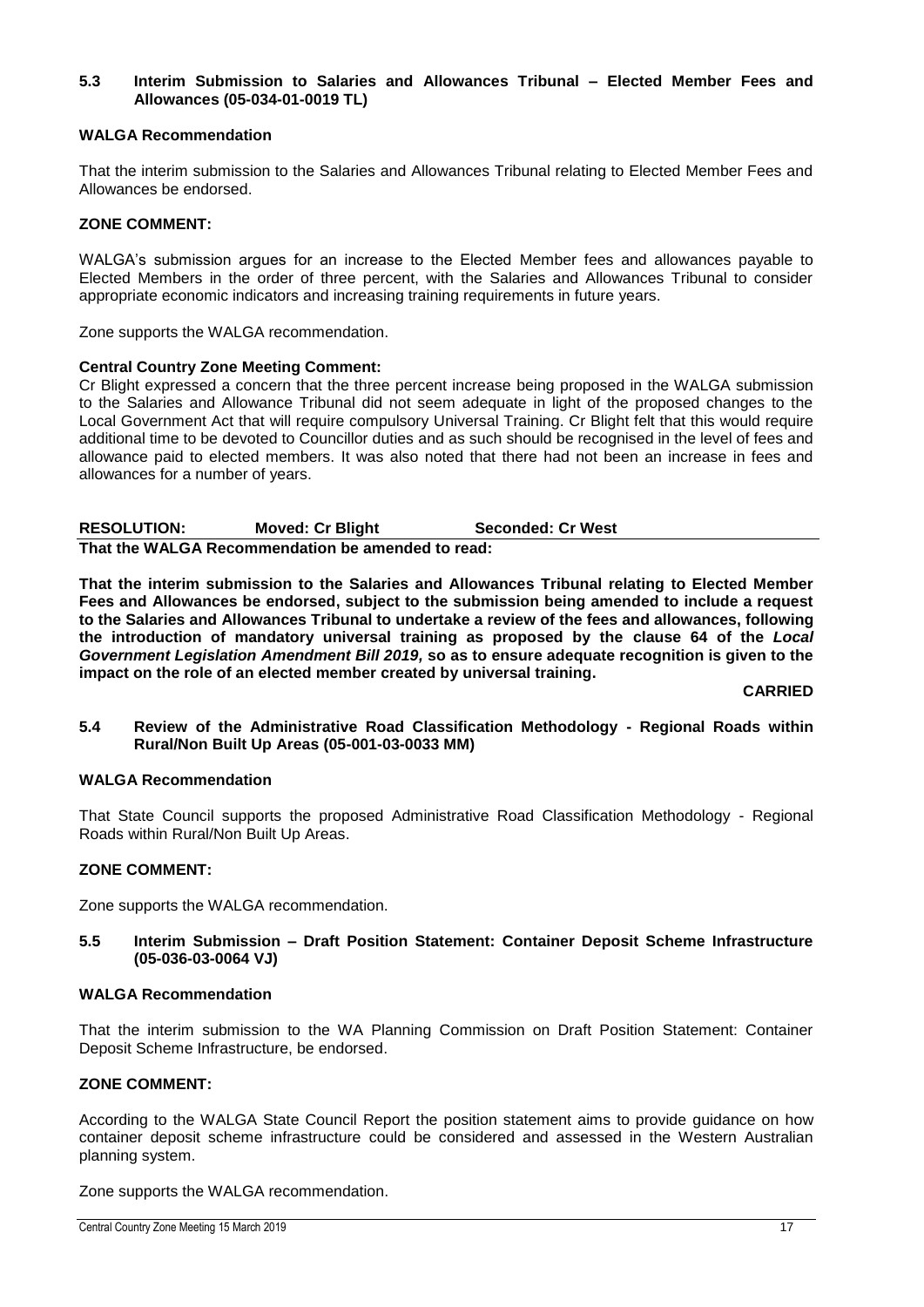### 5.3 Interim Submission to Salaries and Allowances Tribunal – Elected Member Fees and Allowances (05-034-01-0019 TL)

**WALGA Recommendation**

That the interim submission to the Salaries and Allowances Tribunal relating to Elected Member Fees and Allowances be endorsed.

**ZONE COMMENT:**

WALGA's submission argues for an increase to the Elected Member fees and allowances payable to Elected Members in the order of three percent, with the Salaries and Allowances Tribunal to consider appropriate economic indicators and increasing training requirements in future years.

Zone supports the WALGA recommendation.

**Central Country Zone Meeting Comment:**

Cr Blight expressed a concern that the three percent increase being proposed in the WALGA submission to the Salaries and Allowance Tribunal did not seem adequate in light of the proposed changes to the Local Government Act that will require compulsory Universal Training. Cr Blight felt that this would require additional time to be devoted to Councillor duties and as such should be recognised in the level of fees and allowance paid to elected members. It was also noted that there had not been an increase in fees and allowances for a number of years.

**RESOLUTION:** **Moved: Cr Blight** **Seconded: Cr West**

**That the WALGA Recommendation be amended to read:**

**That the interim submission to the Salaries and Allowances Tribunal relating to Elected Member Fees and Allowances be endorsed, subject to the submission being amended to include a request to the Salaries and Allowances Tribunal to undertake a review of the fees and allowances, following the introduction of mandatory universal training as proposed by the clause 64 of the *Local Government Legislation Amendment Bill 2019,* so as to ensure adequate recognition is given to the impact on the role of an elected member created by universal training.**

**CARRIED**

### 5.4 Review of the Administrative Road Classification Methodology - Regional Roads within Rural/Non Built Up Areas (05-001-03-0033 MM)

**WALGA Recommendation**

That State Council supports the proposed Administrative Road Classification Methodology - Regional Roads within Rural/Non Built Up Areas.

**ZONE COMMENT:**

Zone supports the WALGA recommendation.

### 5.5 Interim Submission – Draft Position Statement: Container Deposit Scheme Infrastructure (05-036-03-0064 VJ)

**WALGA Recommendation**

That the interim submission to the WA Planning Commission on Draft Position Statement: Container Deposit Scheme Infrastructure, be endorsed.

**ZONE COMMENT:**

According to the WALGA State Council Report the position statement aims to provide guidance on how container deposit scheme infrastructure could be considered and assessed in the Western Australian planning system.

Zone supports the WALGA recommendation.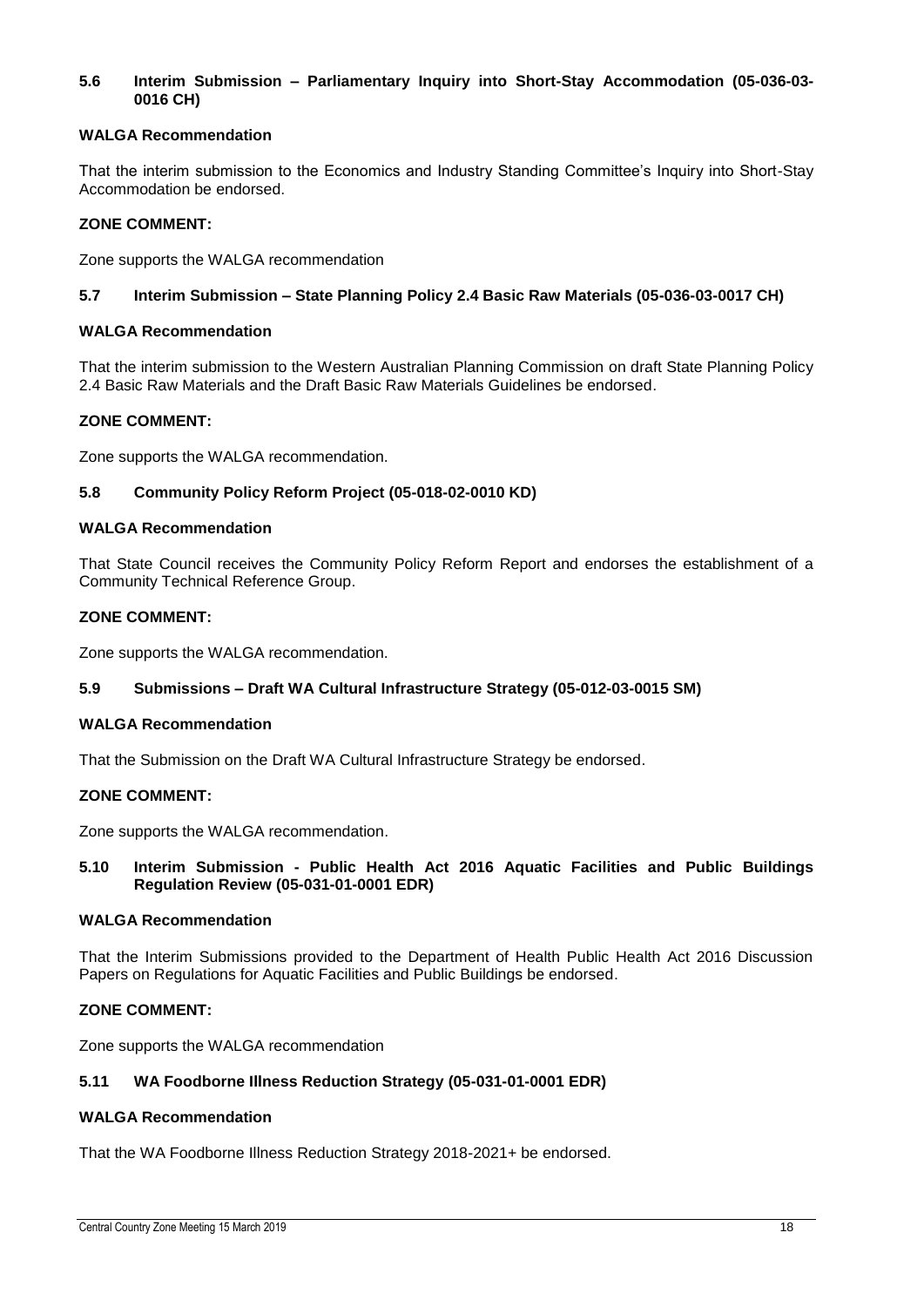### 5.6 Interim Submission – Parliamentary Inquiry into Short-Stay Accommodation (05-036-03-0016 CH)

**WALGA Recommendation**

That the interim submission to the Economics and Industry Standing Committee's Inquiry into Short-Stay Accommodation be endorsed.

**ZONE COMMENT:**

Zone supports the WALGA recommendation

### 5.7 Interim Submission – State Planning Policy 2.4 Basic Raw Materials (05-036-03-0017 CH)

**WALGA Recommendation**

That the interim submission to the Western Australian Planning Commission on draft State Planning Policy 2.4 Basic Raw Materials and the Draft Basic Raw Materials Guidelines be endorsed.

**ZONE COMMENT:**

Zone supports the WALGA recommendation.

### 5.8 Community Policy Reform Project (05-018-02-0010 KD)

**WALGA Recommendation**

That State Council receives the Community Policy Reform Report and endorses the establishment of a Community Technical Reference Group.

**ZONE COMMENT:**

Zone supports the WALGA recommendation.

### 5.9 Submissions – Draft WA Cultural Infrastructure Strategy (05-012-03-0015 SM)

**WALGA Recommendation**

That the Submission on the Draft WA Cultural Infrastructure Strategy be endorsed.

**ZONE COMMENT:**

Zone supports the WALGA recommendation.

### 5.10 Interim Submission - Public Health Act 2016 Aquatic Facilities and Public Buildings Regulation Review (05-031-01-0001 EDR)

**WALGA Recommendation**

That the Interim Submissions provided to the Department of Health Public Health Act 2016 Discussion Papers on Regulations for Aquatic Facilities and Public Buildings be endorsed.

**ZONE COMMENT:**

Zone supports the WALGA recommendation

### 5.11 WA Foodborne Illness Reduction Strategy (05-031-01-0001 EDR)

**WALGA Recommendation**

That the WA Foodborne Illness Reduction Strategy 2018-2021+ be endorsed.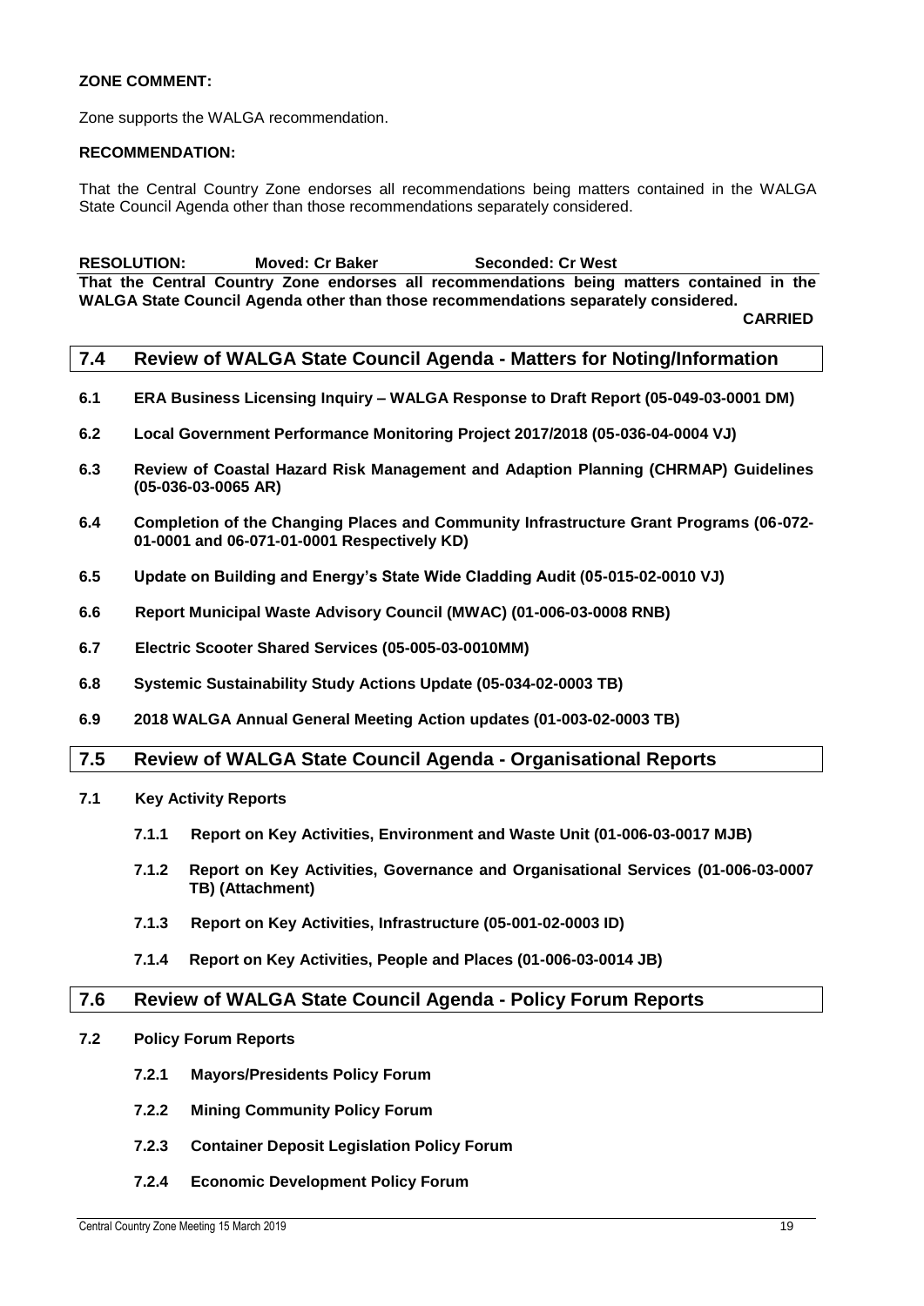**ZONE COMMENT:**

Zone supports the WALGA recommendation.

**RECOMMENDATION:**

That the Central Country Zone endorses all recommendations being matters contained in the WALGA State Council Agenda other than those recommendations separately considered.

**RESOLUTION:** **Moved: Cr Baker** **Seconded: Cr West**

**That the Central Country Zone endorses all recommendations being matters contained in the WALGA State Council Agenda other than those recommendations separately considered.**

**CARRIED**

## 7.4 Review of WALGA State Council Agenda - Matters for Noting/Information

**6.1 ERA Business Licensing Inquiry – WALGA Response to Draft Report (05-049-03-0001 DM)**

**6.2 Local Government Performance Monitoring Project 2017/2018 (05-036-04-0004 VJ)**

**6.3 Review of Coastal Hazard Risk Management and Adaption Planning (CHRMAP) Guidelines (05-036-03-0065 AR)**

**6.4 Completion of the Changing Places and Community Infrastructure Grant Programs (06-072-01-0001 and 06-071-01-0001 Respectively KD)**

**6.5 Update on Building and Energy's State Wide Cladding Audit (05-015-02-0010 VJ)**

**6.6 Report Municipal Waste Advisory Council (MWAC) (01-006-03-0008 RNB)**

**6.7 Electric Scooter Shared Services (05-005-03-0010MM)**

**6.8 Systemic Sustainability Study Actions Update (05-034-02-0003 TB)**

**6.9 2018 WALGA Annual General Meeting Action updates (01-003-02-0003 TB)**

## 7.5 Review of WALGA State Council Agenda - Organisational Reports

**7.1 Key Activity Reports**

**7.1.1 Report on Key Activities, Environment and Waste Unit (01-006-03-0017 MJB)**

**7.1.2 Report on Key Activities, Governance and Organisational Services (01-006-03-0007 TB) (Attachment)**

**7.1.3 Report on Key Activities, Infrastructure (05-001-02-0003 ID)**

**7.1.4 Report on Key Activities, People and Places (01-006-03-0014 JB)**

## 7.6 Review of WALGA State Council Agenda - Policy Forum Reports

**7.2 Policy Forum Reports**

**7.2.1 Mayors/Presidents Policy Forum**

**7.2.2 Mining Community Policy Forum**

**7.2.3 Container Deposit Legislation Policy Forum**

**7.2.4 Economic Development Policy Forum**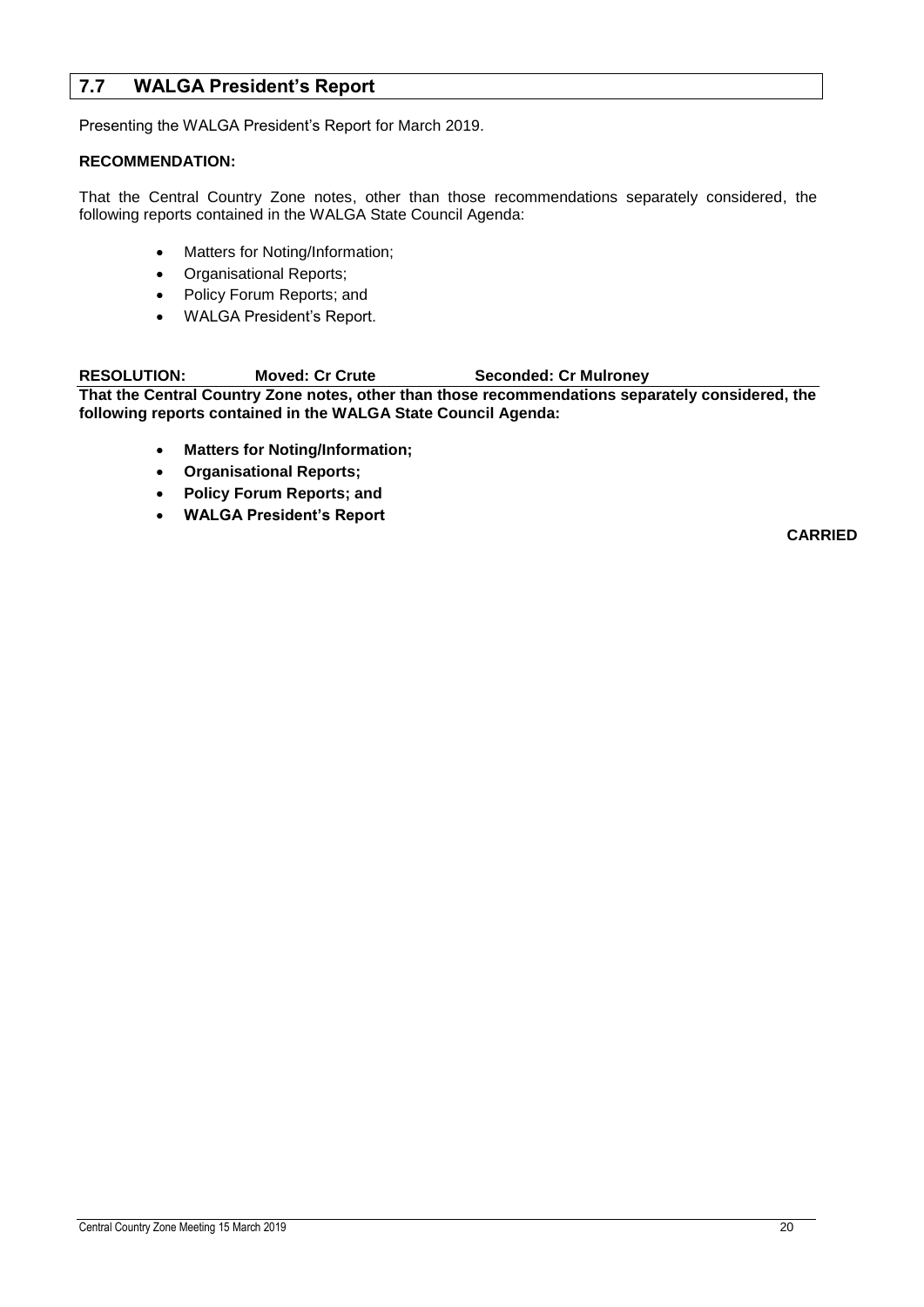## 7.7 WALGA President's Report

Presenting the WALGA President's Report for March 2019.

**RECOMMENDATION:**

That the Central Country Zone notes, other than those recommendations separately considered, the following reports contained in the WALGA State Council Agenda:

- Matters for Noting/Information;
- Organisational Reports;
- Policy Forum Reports; and
- WALGA President's Report.

**RESOLUTION: Moved: Cr Crute Seconded: Cr Mulroney**

**That the Central Country Zone notes, other than those recommendations separately considered, the following reports contained in the WALGA State Council Agenda:**

- **Matters for Noting/Information;**
- **Organisational Reports;**
- **Policy Forum Reports; and**
- **WALGA President's Report**

**CARRIED**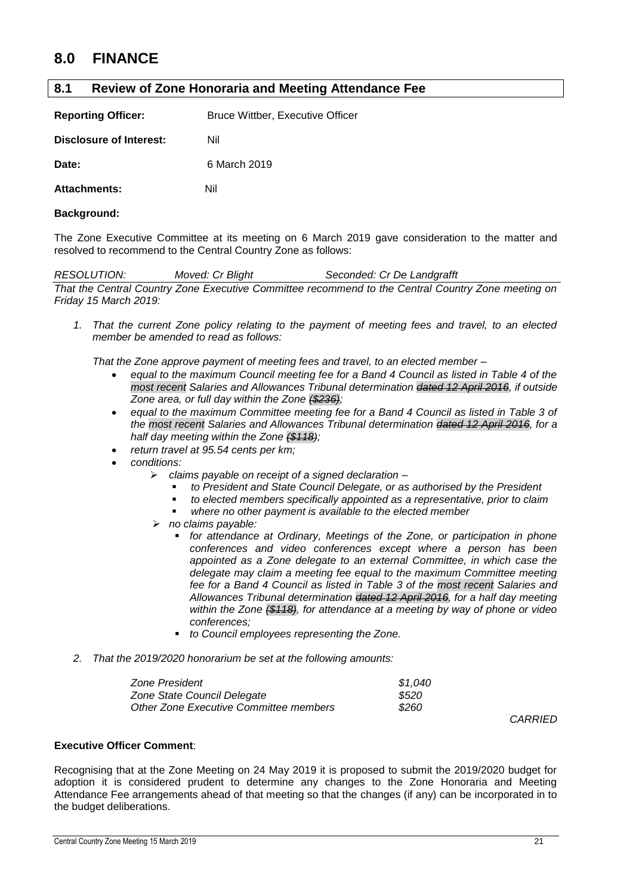# 8.0 FINANCE

## 8.1 Review of Zone Honoraria and Meeting Attendance Fee

**Reporting Officer:** Bruce Wittber, Executive Officer

**Disclosure of Interest:** Nil

**Date:** 6 March 2019

**Attachments:** Nil

**Background:**

The Zone Executive Committee at its meeting on 6 March 2019 gave consideration to the matter and resolved to recommend to the Central Country Zone as follows:

*RESOLUTION: Moved: Cr Blight Seconded: Cr De Landgrafft*

*That the Central Country Zone Executive Committee recommend to the Central Country Zone meeting on Friday 15 March 2019:*

1. *That the current Zone policy relating to the payment of meeting fees and travel, to an elected member be amended to read as follows:*

   *That the Zone approve payment of meeting fees and travel, to an elected member –*

   - *equal to the maximum Council meeting fee for a Band 4 Council as listed in Table 4 of the most recent Salaries and Allowances Tribunal determination ~~dated 12 April 2016~~, if outside Zone area, or full day within the Zone ~~($236)~~;*
   - *equal to the maximum Committee meeting fee for a Band 4 Council as listed in Table 3 of the most recent Salaries and Allowances Tribunal determination ~~dated 12 April 2016~~, for a half day meeting within the Zone ~~($118)~~;*
   - *return travel at 95.54 cents per km;*
   - *conditions:*
     - *claims payable on receipt of a signed declaration –*
       - *to President and State Council Delegate, or as authorised by the President*
       - *to elected members specifically appointed as a representative, prior to claim*
       - *where no other payment is available to the elected member*
     - *no claims payable:*
       - *for attendance at Ordinary, Meetings of the Zone, or participation in phone conferences and video conferences except where a person has been appointed as a Zone delegate to an external Committee, in which case the delegate may claim a meeting fee equal to the maximum Committee meeting fee for a Band 4 Council as listed in Table 3 of the most recent Salaries and Allowances Tribunal determination ~~dated 12 April 2016~~, for a half day meeting within the Zone ~~($118)~~, for attendance at a meeting by way of phone or video conferences;*
       - *to Council employees representing the Zone.*

2. *That the 2019/2020 honorarium be set at the following amounts:*

| | |
|---|---|
| *Zone President* | *$1,040* |
| *Zone State Council Delegate* | *$520* |
| *Other Zone Executive Committee members* | *$260* |

*CARRIED*

**Executive Officer Comment**:

Recognising that at the Zone Meeting on 24 May 2019 it is proposed to submit the 2019/2020 budget for adoption it is considered prudent to determine any changes to the Zone Honoraria and Meeting Attendance Fee arrangements ahead of that meeting so that the changes (if any) can be incorporated in to the budget deliberations.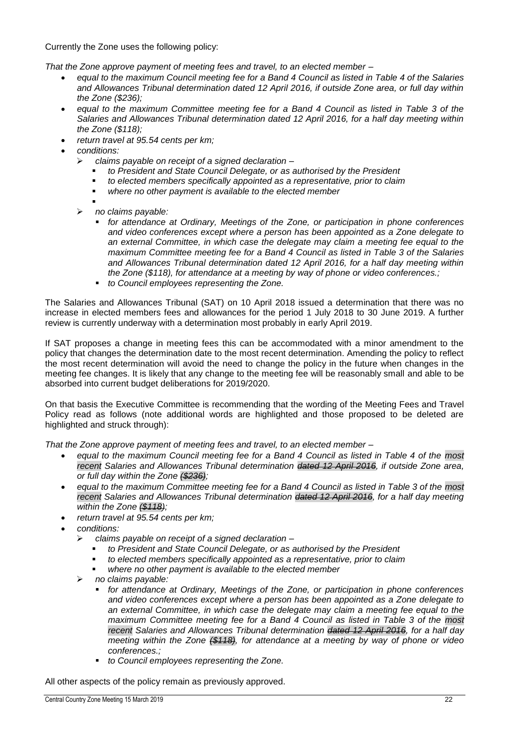Currently the Zone uses the following policy:

*That the Zone approve payment of meeting fees and travel, to an elected member –*

- *equal to the maximum Council meeting fee for a Band 4 Council as listed in Table 4 of the Salaries and Allowances Tribunal determination dated 12 April 2016, if outside Zone area, or full day within the Zone ($236);*
- *equal to the maximum Committee meeting fee for a Band 4 Council as listed in Table 3 of the Salaries and Allowances Tribunal determination dated 12 April 2016, for a half day meeting within the Zone ($118);*
- *return travel at 95.54 cents per km;*
- *conditions:*
  - *claims payable on receipt of a signed declaration –*
    - *to President and State Council Delegate, or as authorised by the President*
    - *to elected members specifically appointed as a representative, prior to claim*
    - *where no other payment is available to the elected member*
  - *no claims payable:*
    - *for attendance at Ordinary, Meetings of the Zone, or participation in phone conferences and video conferences except where a person has been appointed as a Zone delegate to an external Committee, in which case the delegate may claim a meeting fee equal to the maximum Committee meeting fee for a Band 4 Council as listed in Table 3 of the Salaries and Allowances Tribunal determination dated 12 April 2016, for a half day meeting within the Zone ($118), for attendance at a meeting by way of phone or video conferences.;*
    - *to Council employees representing the Zone.*

The Salaries and Allowances Tribunal (SAT) on 10 April 2018 issued a determination that there was no increase in elected members fees and allowances for the period 1 July 2018 to 30 June 2019. A further review is currently underway with a determination most probably in early April 2019.

If SAT proposes a change in meeting fees this can be accommodated with a minor amendment to the policy that changes the determination date to the most recent determination. Amending the policy to reflect the most recent determination will avoid the need to change the policy in the future when changes in the meeting fee changes. It is likely that any change to the meeting fee will be reasonably small and able to be absorbed into current budget deliberations for 2019/2020.

On that basis the Executive Committee is recommending that the wording of the Meeting Fees and Travel Policy read as follows (note additional words are highlighted and those proposed to be deleted are highlighted and struck through):

*That the Zone approve payment of meeting fees and travel, to an elected member –*

- *equal to the maximum Council meeting fee for a Band 4 Council as listed in Table 4 of the most recent Salaries and Allowances Tribunal determination ~~dated 12 April 2016~~, if outside Zone area, or full day within the Zone ~~($236)~~;*
- *equal to the maximum Committee meeting fee for a Band 4 Council as listed in Table 3 of the most recent Salaries and Allowances Tribunal determination ~~dated 12 April 2016~~, for a half day meeting within the Zone ~~($118)~~;*
- *return travel at 95.54 cents per km;*
- *conditions:*
  - *claims payable on receipt of a signed declaration –*
    - *to President and State Council Delegate, or as authorised by the President*
    - *to elected members specifically appointed as a representative, prior to claim*
    - *where no other payment is available to the elected member*
  - *no claims payable:*
    - *for attendance at Ordinary, Meetings of the Zone, or participation in phone conferences and video conferences except where a person has been appointed as a Zone delegate to an external Committee, in which case the delegate may claim a meeting fee equal to the maximum Committee meeting fee for a Band 4 Council as listed in Table 3 of the most recent Salaries and Allowances Tribunal determination ~~dated 12 April 2016~~, for a half day meeting within the Zone ~~($118)~~, for attendance at a meeting by way of phone or video conferences.;*
    - *to Council employees representing the Zone.*

All other aspects of the policy remain as previously approved.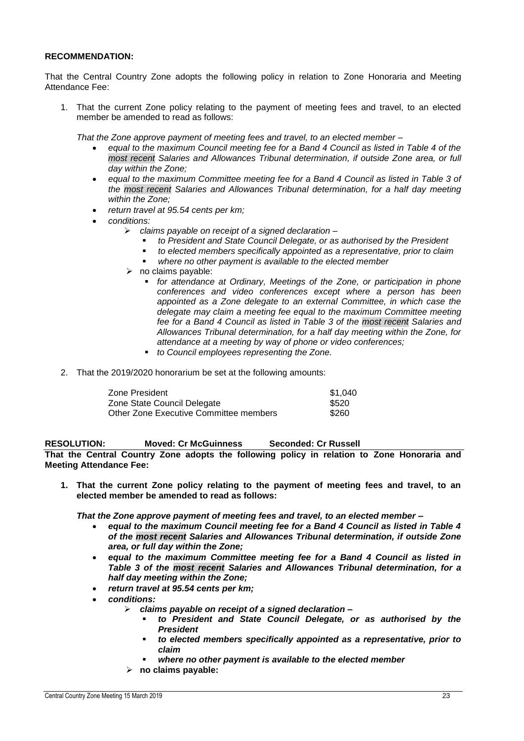**RECOMMENDATION:**

That the Central Country Zone adopts the following policy in relation to Zone Honoraria and Meeting Attendance Fee:

1. That the current Zone policy relating to the payment of meeting fees and travel, to an elected member be amended to read as follows:

   *That the Zone approve payment of meeting fees and travel, to an elected member –*

   - *equal to the maximum Council meeting fee for a Band 4 Council as listed in Table 4 of the most recent Salaries and Allowances Tribunal determination, if outside Zone area, or full day within the Zone;*
   - *equal to the maximum Committee meeting fee for a Band 4 Council as listed in Table 3 of the most recent Salaries and Allowances Tribunal determination, for a half day meeting within the Zone;*
   - *return travel at 95.54 cents per km;*
   - *conditions:*
     - *claims payable on receipt of a signed declaration –*
       - *to President and State Council Delegate, or as authorised by the President*
       - *to elected members specifically appointed as a representative, prior to claim*
       - *where no other payment is available to the elected member*
     - no claims payable:
       - *for attendance at Ordinary, Meetings of the Zone, or participation in phone conferences and video conferences except where a person has been appointed as a Zone delegate to an external Committee, in which case the delegate may claim a meeting fee equal to the maximum Committee meeting fee for a Band 4 Council as listed in Table 3 of the most recent Salaries and Allowances Tribunal determination, for a half day meeting within the Zone, for attendance at a meeting by way of phone or video conferences;*
       - *to Council employees representing the Zone.*

2. That the 2019/2020 honorarium be set at the following amounts:

| | |
|---|---|
| Zone President | $1,040 |
| Zone State Council Delegate | $520 |
| Other Zone Executive Committee members | $260 |

**RESOLUTION: Moved: Cr McGuinness Seconded: Cr Russell**

**That the Central Country Zone adopts the following policy in relation to Zone Honoraria and Meeting Attendance Fee:**

1. **That the current Zone policy relating to the payment of meeting fees and travel, to an elected member be amended to read as follows:**

   ***That the Zone approve payment of meeting fees and travel, to an elected member –***

   - ***equal to the maximum Council meeting fee for a Band 4 Council as listed in Table 4 of the most recent Salaries and Allowances Tribunal determination, if outside Zone area, or full day within the Zone;***
   - ***equal to the maximum Committee meeting fee for a Band 4 Council as listed in Table 3 of the most recent Salaries and Allowances Tribunal determination, for a half day meeting within the Zone;***
   - ***return travel at 95.54 cents per km;***
   - ***conditions:***
     - ***claims payable on receipt of a signed declaration –***
       - ***to President and State Council Delegate, or as authorised by the President***
       - ***to elected members specifically appointed as a representative, prior to claim***
       - ***where no other payment is available to the elected member***
     - **no claims payable:**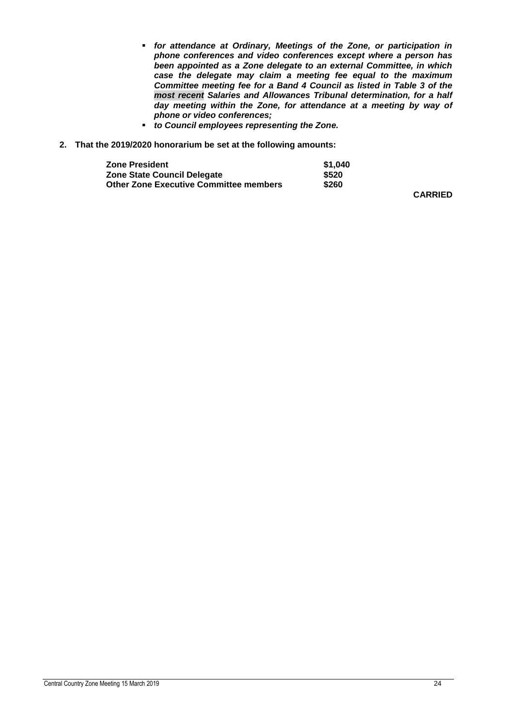- ***for attendance at Ordinary, Meetings of the Zone, or participation in phone conferences and video conferences except where a person has been appointed as a Zone delegate to an external Committee, in which case the delegate may claim a meeting fee equal to the maximum Committee meeting fee for a Band 4 Council as listed in Table 3 of the most recent Salaries and Allowances Tribunal determination, for a half day meeting within the Zone, for attendance at a meeting by way of phone or video conferences;***
- ***to Council employees representing the Zone.***

**2. That the 2019/2020 honorarium be set at the following amounts:**

| | |
|---|---|
| **Zone President** | **$1,040** |
| **Zone State Council Delegate** | **$520** |
| **Other Zone Executive Committee members** | **$260** |

**CARRIED**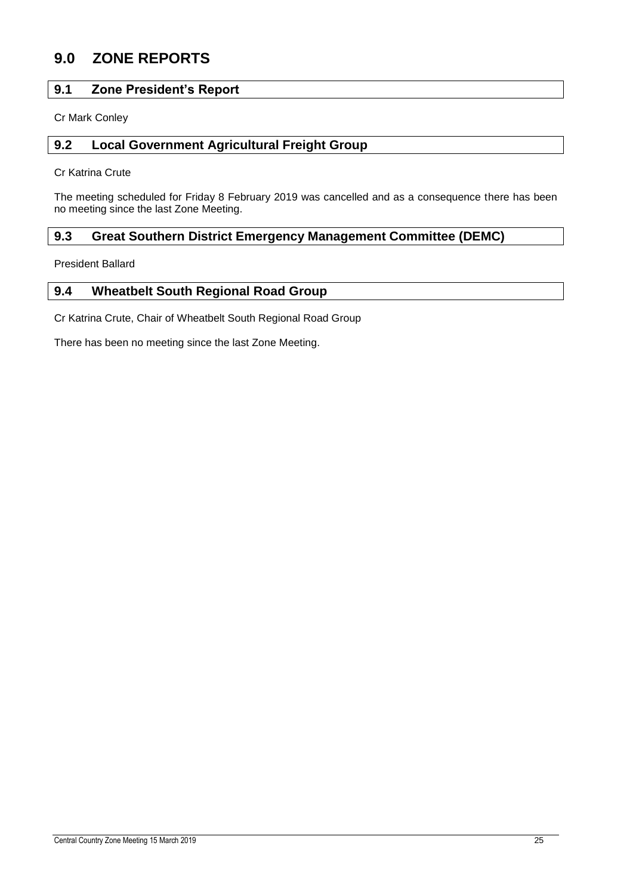# 9.0 ZONE REPORTS

## 9.1 Zone President's Report

Cr Mark Conley

## 9.2 Local Government Agricultural Freight Group

Cr Katrina Crute

The meeting scheduled for Friday 8 February 2019 was cancelled and as a consequence there has been no meeting since the last Zone Meeting.

## 9.3 Great Southern District Emergency Management Committee (DEMC)

President Ballard

## 9.4 Wheatbelt South Regional Road Group

Cr Katrina Crute, Chair of Wheatbelt South Regional Road Group

There has been no meeting since the last Zone Meeting.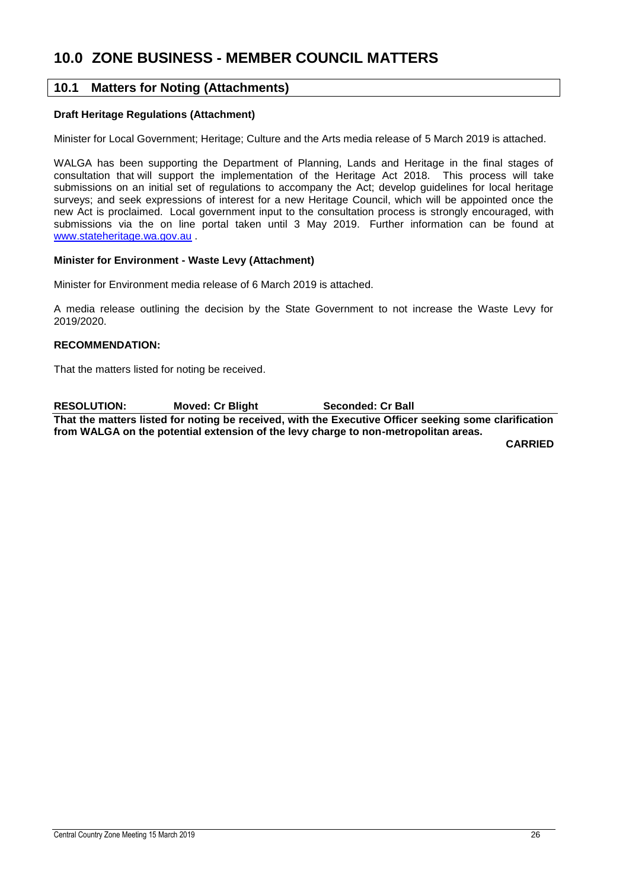# 10.0 ZONE BUSINESS - MEMBER COUNCIL MATTERS

## 10.1 Matters for Noting (Attachments)

**Draft Heritage Regulations (Attachment)**

Minister for Local Government; Heritage; Culture and the Arts media release of 5 March 2019 is attached.

WALGA has been supporting the Department of Planning, Lands and Heritage in the final stages of consultation that will support the implementation of the Heritage Act 2018. This process will take submissions on an initial set of regulations to accompany the Act; develop guidelines for local heritage surveys; and seek expressions of interest for a new Heritage Council, which will be appointed once the new Act is proclaimed. Local government input to the consultation process is strongly encouraged, with submissions via the on line portal taken until 3 May 2019. Further information can be found at www.stateheritage.wa.gov.au .

**Minister for Environment - Waste Levy (Attachment)**

Minister for Environment media release of 6 March 2019 is attached.

A media release outlining the decision by the State Government to not increase the Waste Levy for 2019/2020.

**RECOMMENDATION:**

That the matters listed for noting be received.

**RESOLUTION: Moved: Cr Blight Seconded: Cr Ball**

**That the matters listed for noting be received, with the Executive Officer seeking some clarification from WALGA on the potential extension of the levy charge to non-metropolitan areas.**

**CARRIED**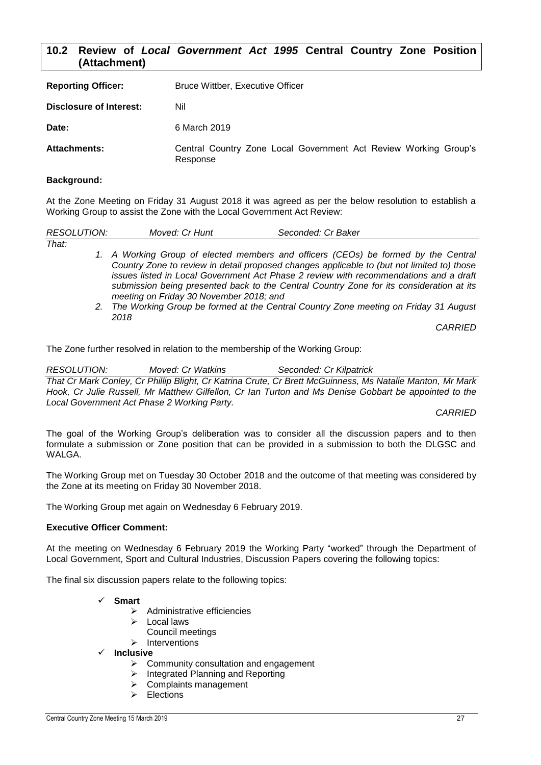## 10.2 Review of *Local Government Act 1995* Central Country Zone Position (Attachment)

**Reporting Officer:** Bruce Wittber, Executive Officer

**Disclosure of Interest:** Nil

**Date:** 6 March 2019

**Attachments:** Central Country Zone Local Government Act Review Working Group's Response

### Background:

At the Zone Meeting on Friday 31 August 2018 it was agreed as per the below resolution to establish a Working Group to assist the Zone with the Local Government Act Review:

*RESOLUTION:* *Moved: Cr Hunt* *Seconded: Cr Baker*

*That:*

1. *A Working Group of elected members and officers (CEOs) be formed by the Central Country Zone to review in detail proposed changes applicable to (but not limited to) those issues listed in Local Government Act Phase 2 review with recommendations and a draft submission being presented back to the Central Country Zone for its consideration at its meeting on Friday 30 November 2018; and*
2. *The Working Group be formed at the Central Country Zone meeting on Friday 31 August 2018*

*CARRIED*

The Zone further resolved in relation to the membership of the Working Group:

*RESOLUTION:* *Moved: Cr Watkins* *Seconded: Cr Kilpatrick*

*That Cr Mark Conley, Cr Phillip Blight, Cr Katrina Crute, Cr Brett McGuinness, Ms Natalie Manton, Mr Mark Hook, Cr Julie Russell, Mr Matthew Gilfellon, Cr Ian Turton and Ms Denise Gobbart be appointed to the Local Government Act Phase 2 Working Party.*

*CARRIED*

The goal of the Working Group's deliberation was to consider all the discussion papers and to then formulate a submission or Zone position that can be provided in a submission to both the DLGSC and WALGA.

The Working Group met on Tuesday 30 October 2018 and the outcome of that meeting was considered by the Zone at its meeting on Friday 30 November 2018.

The Working Group met again on Wednesday 6 February 2019.

### Executive Officer Comment:

At the meeting on Wednesday 6 February 2019 the Working Party "worked" through the Department of Local Government, Sport and Cultural Industries, Discussion Papers covering the following topics:

The final six discussion papers relate to the following topics:

- ✓ **Smart**
  - ➢ Administrative efficiencies
  - ➢ Local laws
    Council meetings
  - ➢ Interventions
- ✓ **Inclusive**
  - ➢ Community consultation and engagement
  - ➢ Integrated Planning and Reporting
  - ➢ Complaints management
  - ➢ Elections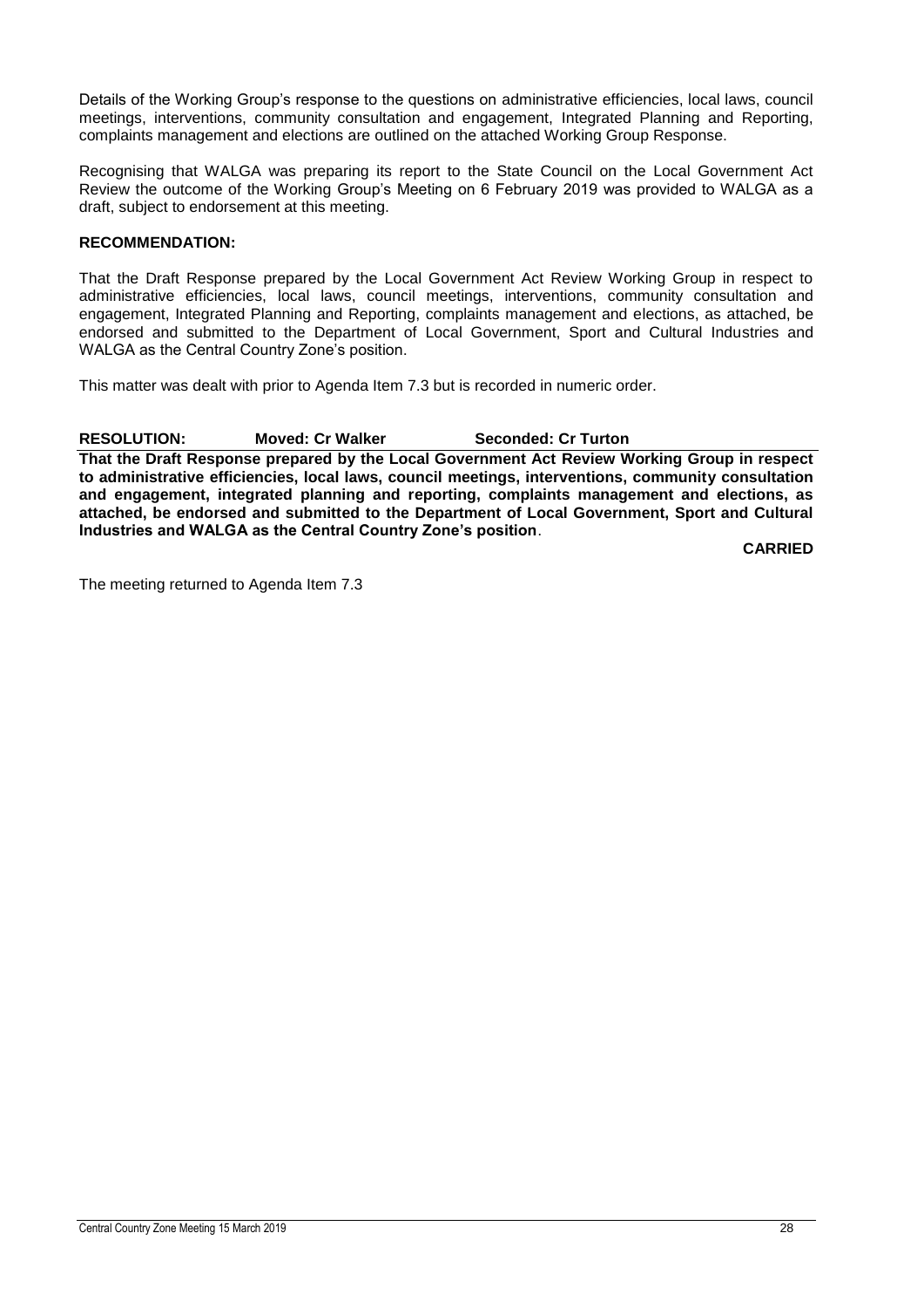Details of the Working Group's response to the questions on administrative efficiencies, local laws, council meetings, interventions, community consultation and engagement, Integrated Planning and Reporting, complaints management and elections are outlined on the attached Working Group Response.

Recognising that WALGA was preparing its report to the State Council on the Local Government Act Review the outcome of the Working Group's Meeting on 6 February 2019 was provided to WALGA as a draft, subject to endorsement at this meeting.

**RECOMMENDATION:**

That the Draft Response prepared by the Local Government Act Review Working Group in respect to administrative efficiencies, local laws, council meetings, interventions, community consultation and engagement, Integrated Planning and Reporting, complaints management and elections, as attached, be endorsed and submitted to the Department of Local Government, Sport and Cultural Industries and WALGA as the Central Country Zone's position.

This matter was dealt with prior to Agenda Item 7.3 but is recorded in numeric order.

**RESOLUTION: Moved: Cr Walker Seconded: Cr Turton**

**That the Draft Response prepared by the Local Government Act Review Working Group in respect to administrative efficiencies, local laws, council meetings, interventions, community consultation and engagement, integrated planning and reporting, complaints management and elections, as attached, be endorsed and submitted to the Department of Local Government, Sport and Cultural Industries and WALGA as the Central Country Zone's position**.

**CARRIED**

The meeting returned to Agenda Item 7.3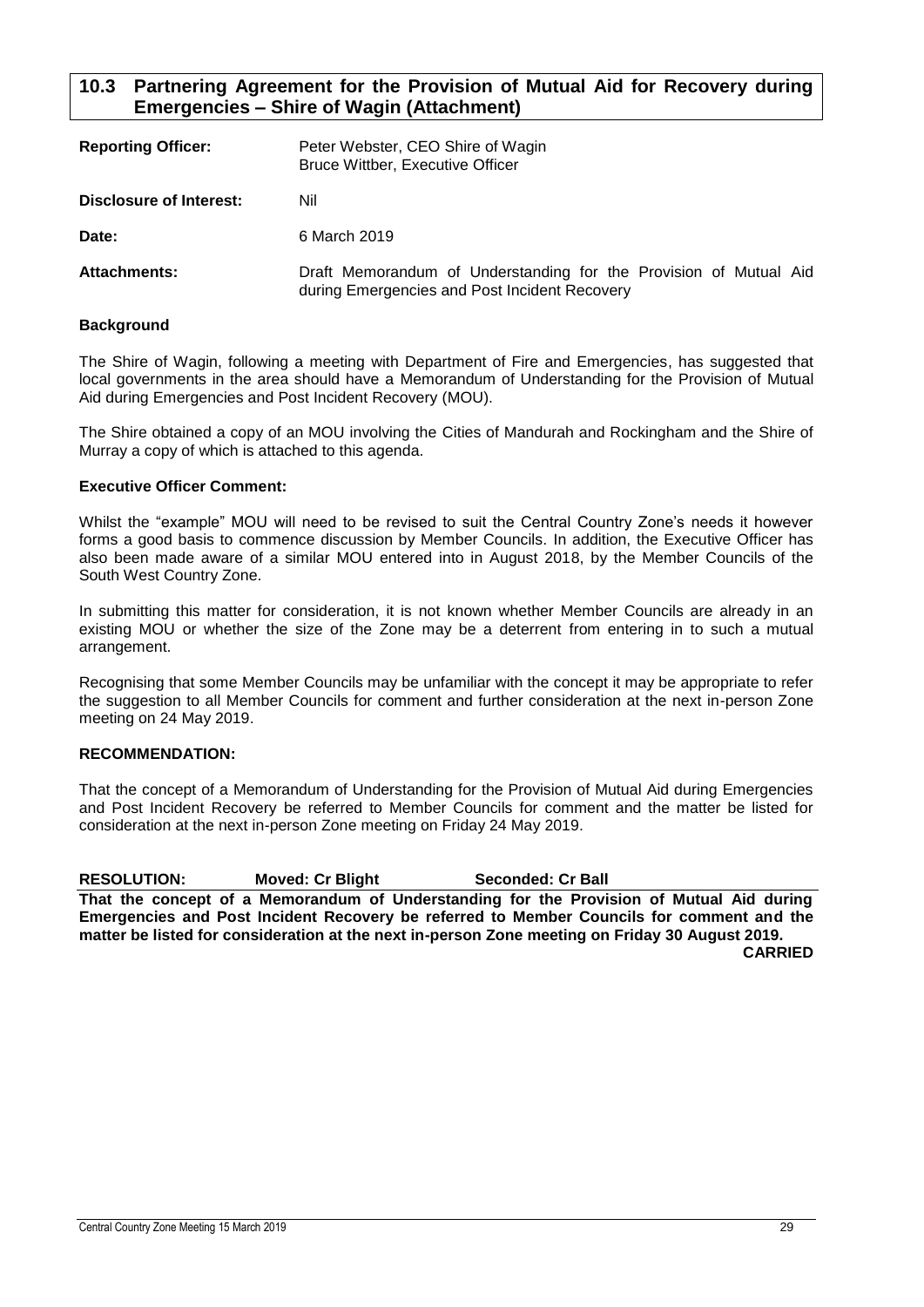## 10.3 Partnering Agreement for the Provision of Mutual Aid for Recovery during Emergencies – Shire of Wagin (Attachment)

| | |
|---|---|
| **Reporting Officer:** | Peter Webster, CEO Shire of Wagin<br>Bruce Wittber, Executive Officer |
| **Disclosure of Interest:** | Nil |
| **Date:** | 6 March 2019 |
| **Attachments:** | Draft Memorandum of Understanding for the Provision of Mutual Aid during Emergencies and Post Incident Recovery |

### Background

The Shire of Wagin, following a meeting with Department of Fire and Emergencies, has suggested that local governments in the area should have a Memorandum of Understanding for the Provision of Mutual Aid during Emergencies and Post Incident Recovery (MOU).

The Shire obtained a copy of an MOU involving the Cities of Mandurah and Rockingham and the Shire of Murray a copy of which is attached to this agenda.

### Executive Officer Comment:

Whilst the "example" MOU will need to be revised to suit the Central Country Zone's needs it however forms a good basis to commence discussion by Member Councils. In addition, the Executive Officer has also been made aware of a similar MOU entered into in August 2018, by the Member Councils of the South West Country Zone.

In submitting this matter for consideration, it is not known whether Member Councils are already in an existing MOU or whether the size of the Zone may be a deterrent from entering in to such a mutual arrangement.

Recognising that some Member Councils may be unfamiliar with the concept it may be appropriate to refer the suggestion to all Member Councils for comment and further consideration at the next in-person Zone meeting on 24 May 2019.

### RECOMMENDATION:

That the concept of a Memorandum of Understanding for the Provision of Mutual Aid during Emergencies and Post Incident Recovery be referred to Member Councils for comment and the matter be listed for consideration at the next in-person Zone meeting on Friday 24 May 2019.

**RESOLUTION: Moved: Cr Blight Seconded: Cr Ball**

**That the concept of a Memorandum of Understanding for the Provision of Mutual Aid during Emergencies and Post Incident Recovery be referred to Member Councils for comment and the matter be listed for consideration at the next in-person Zone meeting on Friday 30 August 2019.**

**CARRIED**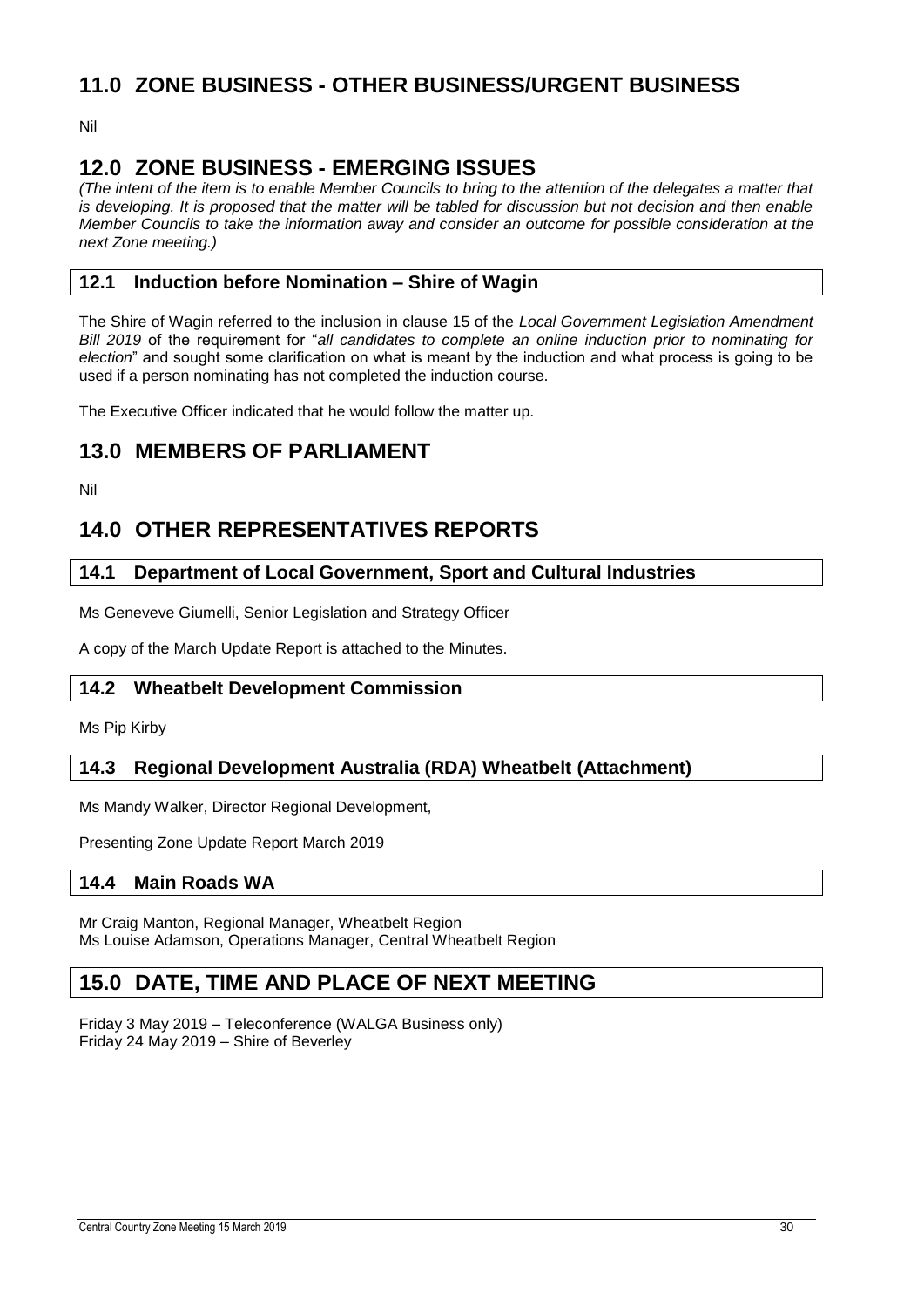## 11.0 ZONE BUSINESS - OTHER BUSINESS/URGENT BUSINESS

Nil

## 12.0 ZONE BUSINESS - EMERGING ISSUES

*(The intent of the item is to enable Member Councils to bring to the attention of the delegates a matter that is developing. It is proposed that the matter will be tabled for discussion but not decision and then enable Member Councils to take the information away and consider an outcome for possible consideration at the next Zone meeting.)*

### 12.1 Induction before Nomination – Shire of Wagin

The Shire of Wagin referred to the inclusion in clause 15 of the *Local Government Legislation Amendment Bill 2019* of the requirement for "*all candidates to complete an online induction prior to nominating for election*" and sought some clarification on what is meant by the induction and what process is going to be used if a person nominating has not completed the induction course.

The Executive Officer indicated that he would follow the matter up.

## 13.0 MEMBERS OF PARLIAMENT

Nil

## 14.0 OTHER REPRESENTATIVES REPORTS

### 14.1 Department of Local Government, Sport and Cultural Industries

Ms Geneveve Giumelli, Senior Legislation and Strategy Officer

A copy of the March Update Report is attached to the Minutes.

### 14.2 Wheatbelt Development Commission

Ms Pip Kirby

### 14.3 Regional Development Australia (RDA) Wheatbelt (Attachment)

Ms Mandy Walker, Director Regional Development,

Presenting Zone Update Report March 2019

### 14.4 Main Roads WA

Mr Craig Manton, Regional Manager, Wheatbelt Region
Ms Louise Adamson, Operations Manager, Central Wheatbelt Region

## 15.0 DATE, TIME AND PLACE OF NEXT MEETING

Friday 3 May 2019 – Teleconference (WALGA Business only)
Friday 24 May 2019 – Shire of Beverley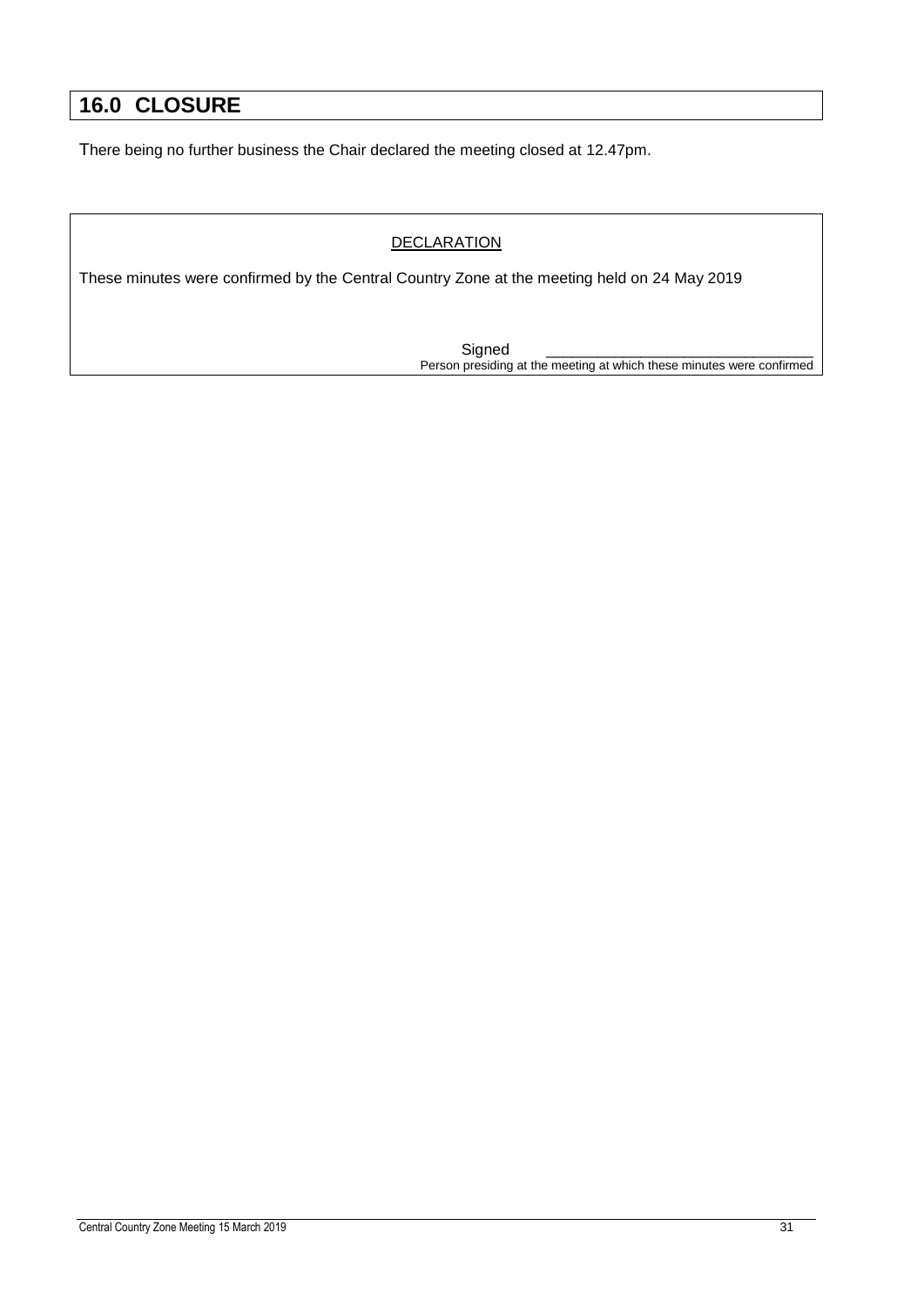## 16.0 CLOSURE

There being no further business the Chair declared the meeting closed at 12.47pm.

DECLARATION

These minutes were confirmed by the Central Country Zone at the meeting held on 24 May 2019

Signed ______________________________

Person presiding at the meeting at which these minutes were confirmed